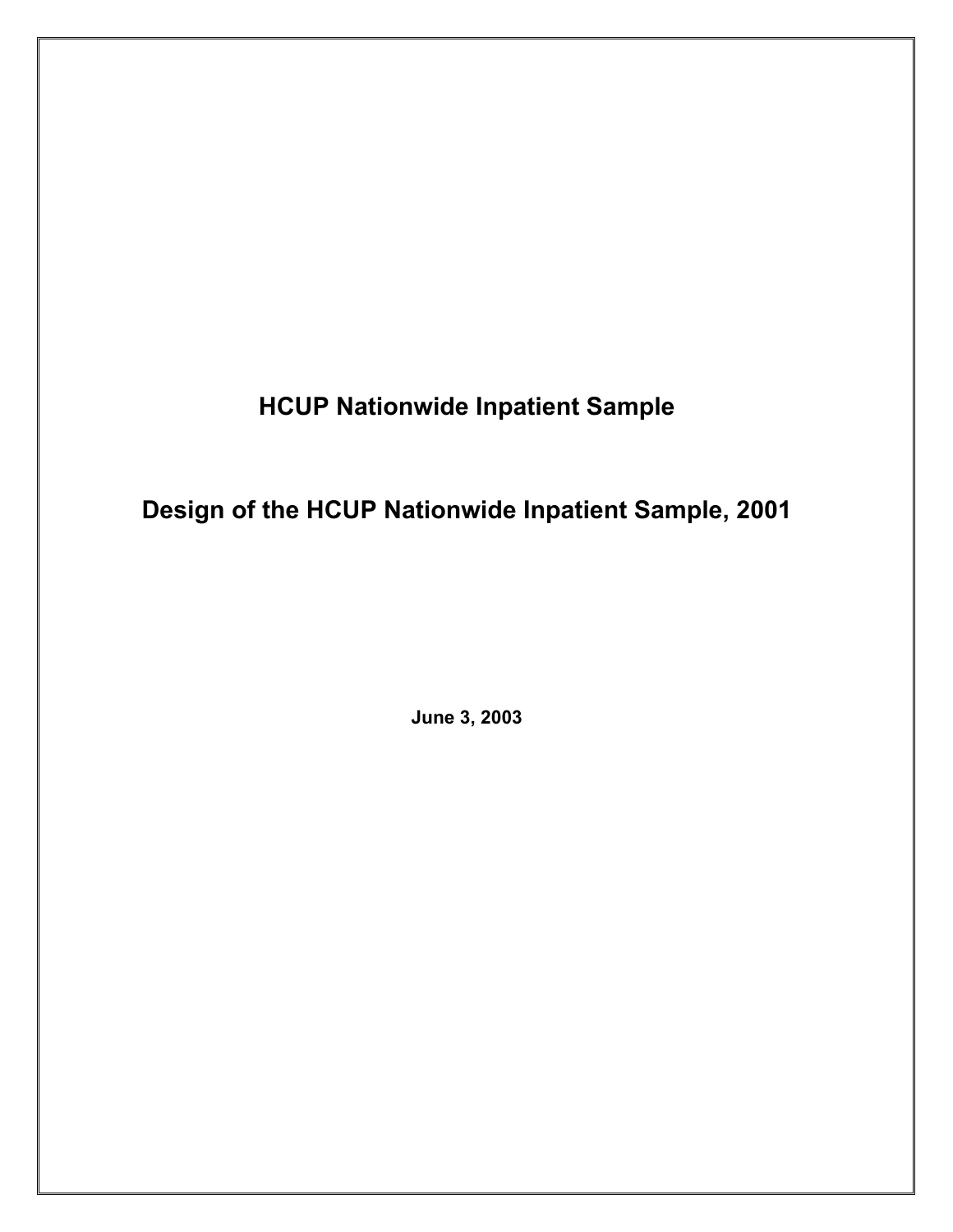# HCUP Nationwide Inpatient Sample

# Design of the HCUP Nationwide Inpatient Sample, 2001

**June 3, 2003**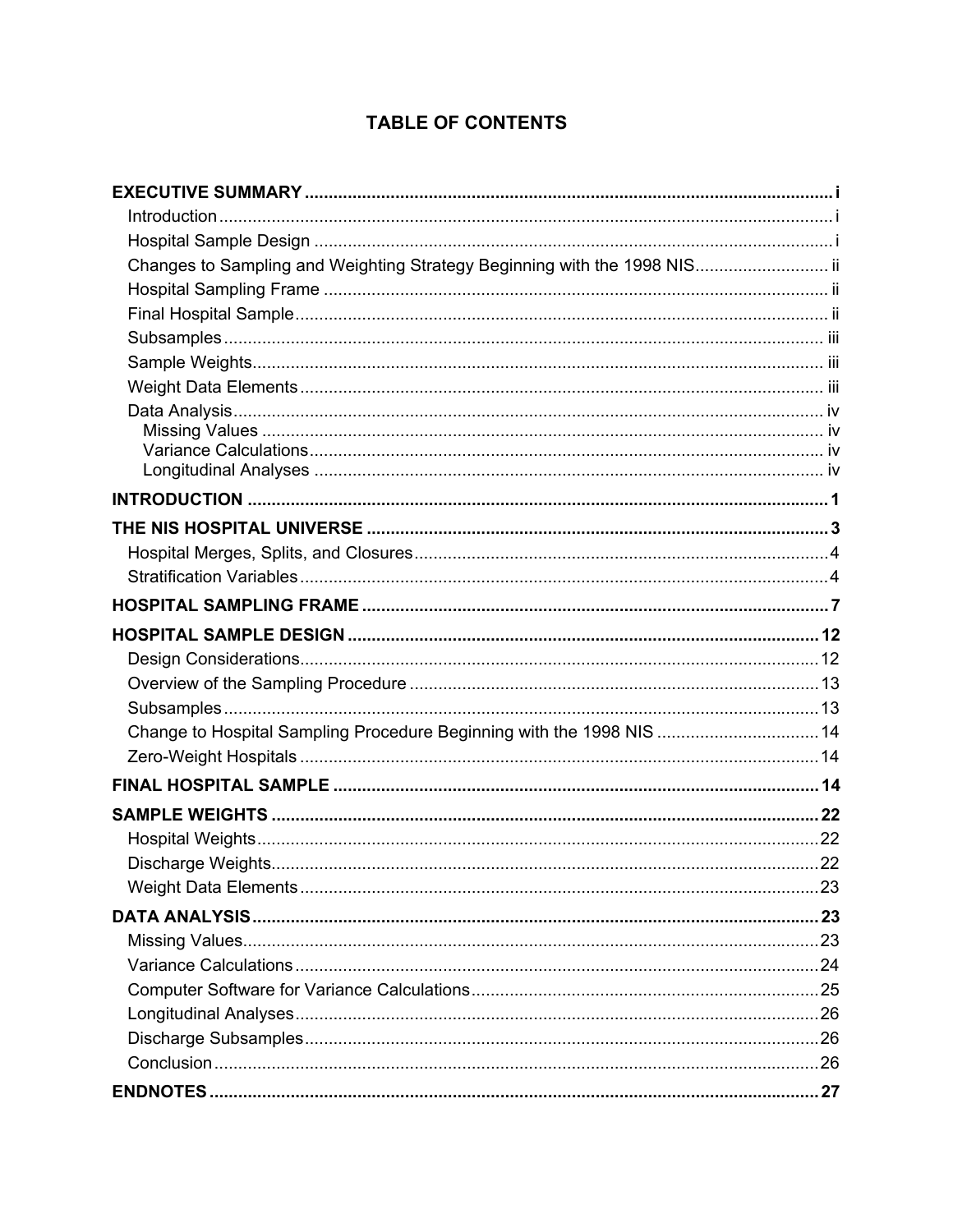# TABLE OF CONTENTS

**EXECUTIVE SUMMARY** ............ i

- Introduction ............ i
- Hospital Sample Design ............ i
- Changes to Sampling and Weighting Strategy Beginning with the 1998 NIS ............ ii
- Hospital Sampling Frame ............ ii
- Final Hospital Sample ............ ii
- Subsamples ............ iii
- Sample Weights ............ iii
- Weight Data Elements ............ iii
- Data Analysis ............ iv
  - Missing Values ............ iv
  - Variance Calculations ............ iv
  - Longitudinal Analyses ............ iv

**INTRODUCTION** ............ 1

**THE NIS HOSPITAL UNIVERSE** ............ 3

- Hospital Merges, Splits, and Closures ............ 4
- Stratification Variables ............ 4

**HOSPITAL SAMPLING FRAME** ............ 7

**HOSPITAL SAMPLE DESIGN** ............ 12

- Design Considerations ............ 12
- Overview of the Sampling Procedure ............ 13
- Subsamples ............ 13
- Change to Hospital Sampling Procedure Beginning with the 1998 NIS ............ 14
- Zero-Weight Hospitals ............ 14

**FINAL HOSPITAL SAMPLE** ............ 14

**SAMPLE WEIGHTS** ............ 22

- Hospital Weights ............ 22
- Discharge Weights ............ 22
- Weight Data Elements ............ 23

**DATA ANALYSIS** ............ 23

- Missing Values ............ 23
- Variance Calculations ............ 24
- Computer Software for Variance Calculations ............ 25
- Longitudinal Analyses ............ 26
- Discharge Subsamples ............ 26
- Conclusion ............ 26

**ENDNOTES** ............ 27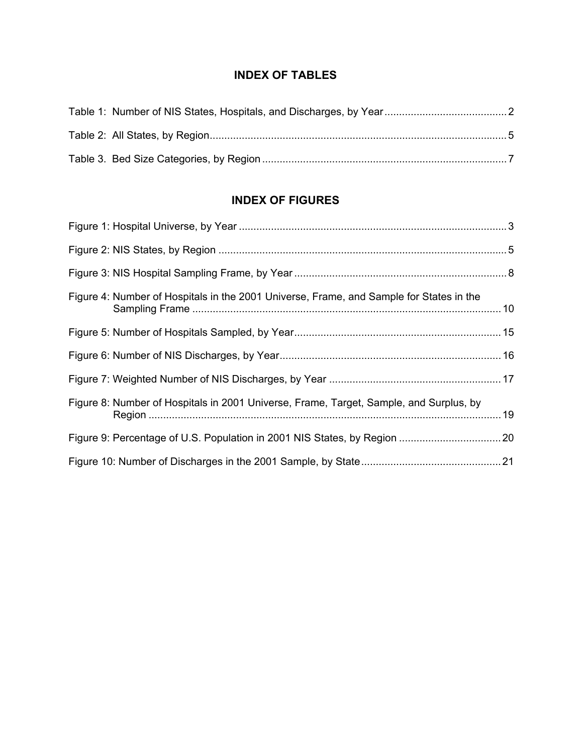## INDEX OF TABLES

Table 1: Number of NIS States, Hospitals, and Discharges, by Year .......................................... 2

Table 2: All States, by Region ...................................................................................................... 5

Table 3. Bed Size Categories, by Region .................................................................................... 7

## INDEX OF FIGURES

Figure 1: Hospital Universe, by Year ........................................................................................... 3

Figure 2: NIS States, by Region ................................................................................................... 5

Figure 3: NIS Hospital Sampling Frame, by Year ......................................................................... 8

Figure 4: Number of Hospitals in the 2001 Universe, Frame, and Sample for States in the Sampling Frame ........................................................................................................... 10

Figure 5: Number of Hospitals Sampled, by Year ....................................................................... 15

Figure 6: Number of NIS Discharges, by Year ............................................................................ 16

Figure 7: Weighted Number of NIS Discharges, by Year ........................................................... 17

Figure 8: Number of Hospitals in 2001 Universe, Frame, Target, Sample, and Surplus, by Region ......................................................................................................................... 19

Figure 9: Percentage of U.S. Population in 2001 NIS States, by Region ................................... 20

Figure 10: Number of Discharges in the 2001 Sample, by State ................................................ 21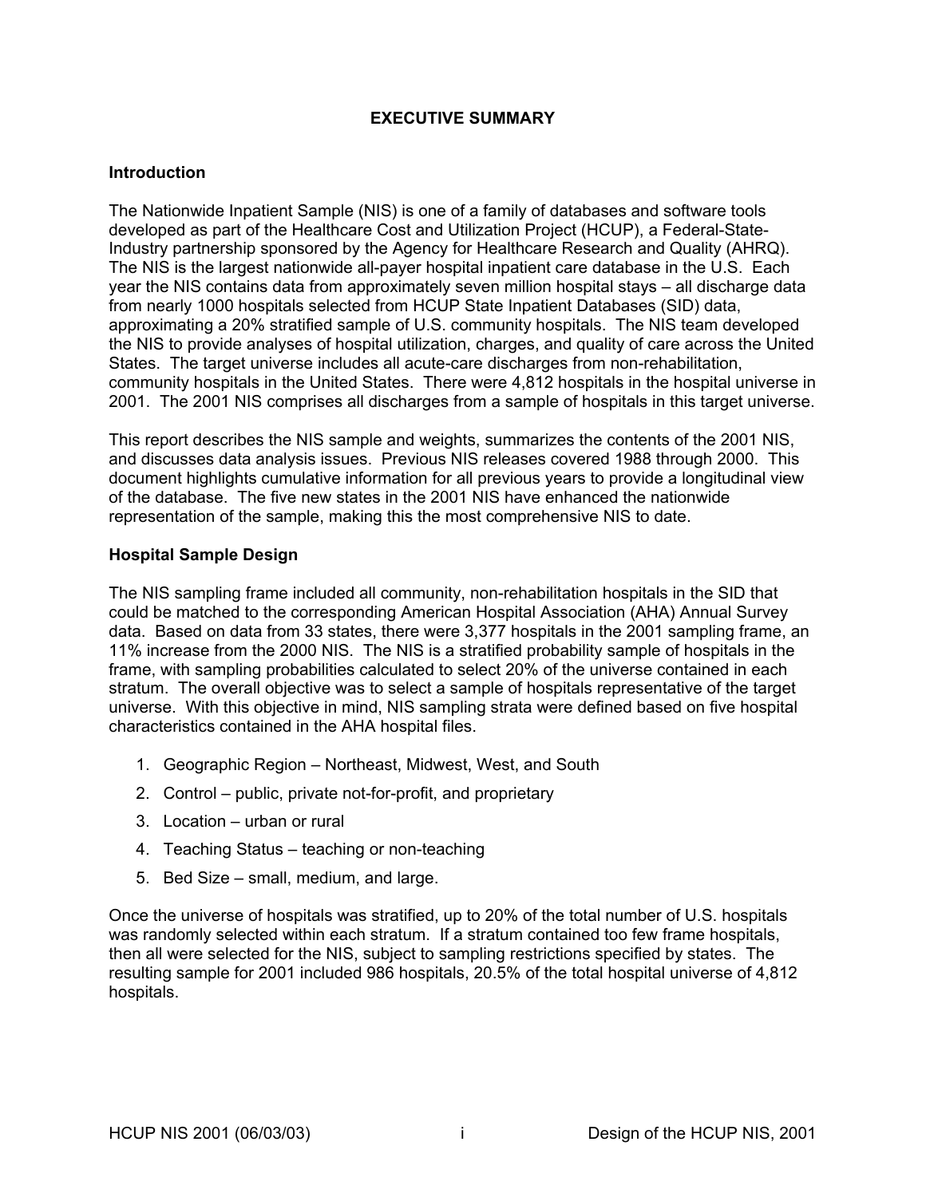# EXECUTIVE SUMMARY

## Introduction

The Nationwide Inpatient Sample (NIS) is one of a family of databases and software tools developed as part of the Healthcare Cost and Utilization Project (HCUP), a Federal-State-Industry partnership sponsored by the Agency for Healthcare Research and Quality (AHRQ). The NIS is the largest nationwide all-payer hospital inpatient care database in the U.S. Each year the NIS contains data from approximately seven million hospital stays – all discharge data from nearly 1000 hospitals selected from HCUP State Inpatient Databases (SID) data, approximating a 20% stratified sample of U.S. community hospitals. The NIS team developed the NIS to provide analyses of hospital utilization, charges, and quality of care across the United States. The target universe includes all acute-care discharges from non-rehabilitation, community hospitals in the United States. There were 4,812 hospitals in the hospital universe in 2001. The 2001 NIS comprises all discharges from a sample of hospitals in this target universe.

This report describes the NIS sample and weights, summarizes the contents of the 2001 NIS, and discusses data analysis issues. Previous NIS releases covered 1988 through 2000. This document highlights cumulative information for all previous years to provide a longitudinal view of the database. The five new states in the 2001 NIS have enhanced the nationwide representation of the sample, making this the most comprehensive NIS to date.

## Hospital Sample Design

The NIS sampling frame included all community, non-rehabilitation hospitals in the SID that could be matched to the corresponding American Hospital Association (AHA) Annual Survey data. Based on data from 33 states, there were 3,377 hospitals in the 2001 sampling frame, an 11% increase from the 2000 NIS. The NIS is a stratified probability sample of hospitals in the frame, with sampling probabilities calculated to select 20% of the universe contained in each stratum. The overall objective was to select a sample of hospitals representative of the target universe. With this objective in mind, NIS sampling strata were defined based on five hospital characteristics contained in the AHA hospital files.

1. Geographic Region – Northeast, Midwest, West, and South
2. Control – public, private not-for-profit, and proprietary
3. Location – urban or rural
4. Teaching Status – teaching or non-teaching
5. Bed Size – small, medium, and large.

Once the universe of hospitals was stratified, up to 20% of the total number of U.S. hospitals was randomly selected within each stratum. If a stratum contained too few frame hospitals, then all were selected for the NIS, subject to sampling restrictions specified by states. The resulting sample for 2001 included 986 hospitals, 20.5% of the total hospital universe of 4,812 hospitals.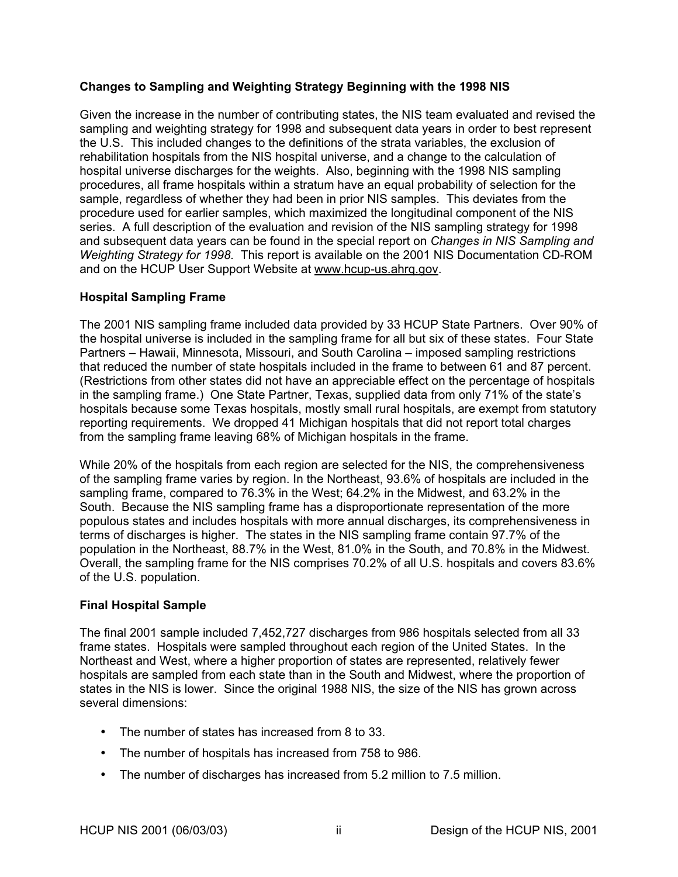### Changes to Sampling and Weighting Strategy Beginning with the 1998 NIS

Given the increase in the number of contributing states, the NIS team evaluated and revised the sampling and weighting strategy for 1998 and subsequent data years in order to best represent the U.S. This included changes to the definitions of the strata variables, the exclusion of rehabilitation hospitals from the NIS hospital universe, and a change to the calculation of hospital universe discharges for the weights. Also, beginning with the 1998 NIS sampling procedures, all frame hospitals within a stratum have an equal probability of selection for the sample, regardless of whether they had been in prior NIS samples. This deviates from the procedure used for earlier samples, which maximized the longitudinal component of the NIS series. A full description of the evaluation and revision of the NIS sampling strategy for 1998 and subsequent data years can be found in the special report on *Changes in NIS Sampling and Weighting Strategy for 1998*. This report is available on the 2001 NIS Documentation CD-ROM and on the HCUP User Support Website at www.hcup-us.ahrq.gov.

### Hospital Sampling Frame

The 2001 NIS sampling frame included data provided by 33 HCUP State Partners. Over 90% of the hospital universe is included in the sampling frame for all but six of these states. Four State Partners – Hawaii, Minnesota, Missouri, and South Carolina – imposed sampling restrictions that reduced the number of state hospitals included in the frame to between 61 and 87 percent. (Restrictions from other states did not have an appreciable effect on the percentage of hospitals in the sampling frame.) One State Partner, Texas, supplied data from only 71% of the state's hospitals because some Texas hospitals, mostly small rural hospitals, are exempt from statutory reporting requirements. We dropped 41 Michigan hospitals that did not report total charges from the sampling frame leaving 68% of Michigan hospitals in the frame.

While 20% of the hospitals from each region are selected for the NIS, the comprehensiveness of the sampling frame varies by region. In the Northeast, 93.6% of hospitals are included in the sampling frame, compared to 76.3% in the West; 64.2% in the Midwest, and 63.2% in the South. Because the NIS sampling frame has a disproportionate representation of the more populous states and includes hospitals with more annual discharges, its comprehensiveness in terms of discharges is higher. The states in the NIS sampling frame contain 97.7% of the population in the Northeast, 88.7% in the West, 81.0% in the South, and 70.8% in the Midwest. Overall, the sampling frame for the NIS comprises 70.2% of all U.S. hospitals and covers 83.6% of the U.S. population.

### Final Hospital Sample

The final 2001 sample included 7,452,727 discharges from 986 hospitals selected from all 33 frame states. Hospitals were sampled throughout each region of the United States. In the Northeast and West, where a higher proportion of states are represented, relatively fewer hospitals are sampled from each state than in the South and Midwest, where the proportion of states in the NIS is lower. Since the original 1988 NIS, the size of the NIS has grown across several dimensions:

- The number of states has increased from 8 to 33.
- The number of hospitals has increased from 758 to 986.
- The number of discharges has increased from 5.2 million to 7.5 million.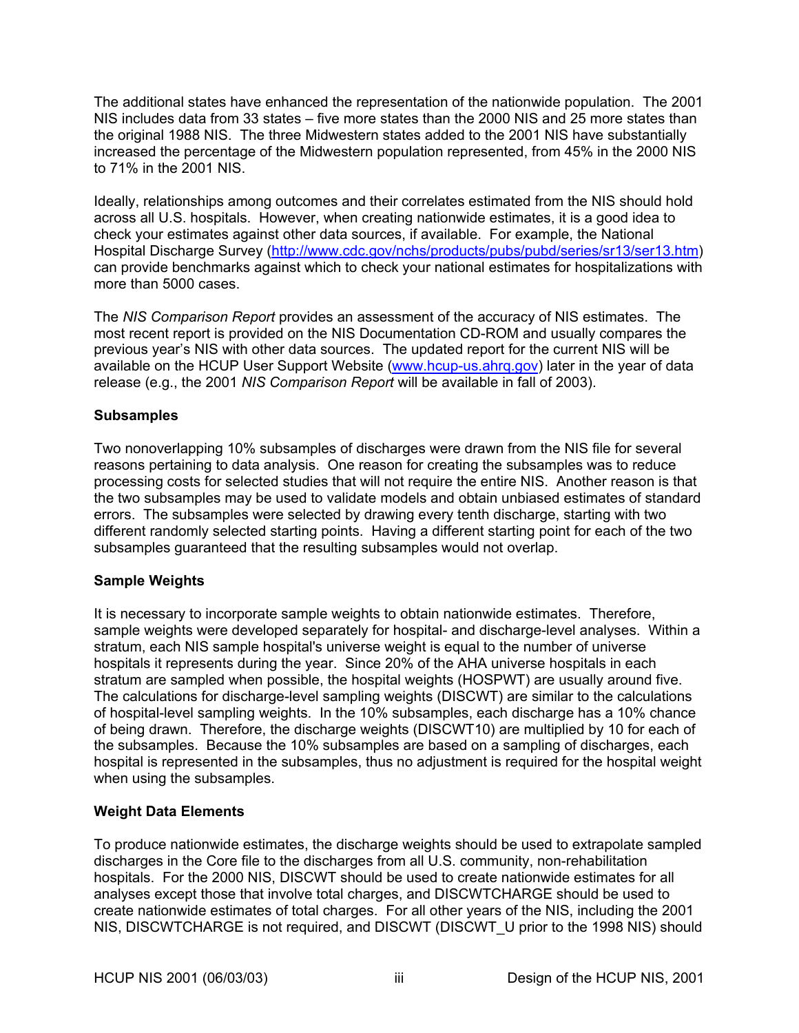The additional states have enhanced the representation of the nationwide population. The 2001 NIS includes data from 33 states – five more states than the 2000 NIS and 25 more states than the original 1988 NIS. The three Midwestern states added to the 2001 NIS have substantially increased the percentage of the Midwestern population represented, from 45% in the 2000 NIS to 71% in the 2001 NIS.

Ideally, relationships among outcomes and their correlates estimated from the NIS should hold across all U.S. hospitals. However, when creating nationwide estimates, it is a good idea to check your estimates against other data sources, if available. For example, the National Hospital Discharge Survey (http://www.cdc.gov/nchs/products/pubs/pubd/series/sr13/ser13.htm) can provide benchmarks against which to check your national estimates for hospitalizations with more than 5000 cases.

The *NIS Comparison Report* provides an assessment of the accuracy of NIS estimates. The most recent report is provided on the NIS Documentation CD-ROM and usually compares the previous year's NIS with other data sources. The updated report for the current NIS will be available on the HCUP User Support Website (www.hcup-us.ahrq.gov) later in the year of data release (e.g., the 2001 *NIS Comparison Report* will be available in fall of 2003).

**Subsamples**

Two nonoverlapping 10% subsamples of discharges were drawn from the NIS file for several reasons pertaining to data analysis. One reason for creating the subsamples was to reduce processing costs for selected studies that will not require the entire NIS. Another reason is that the two subsamples may be used to validate models and obtain unbiased estimates of standard errors. The subsamples were selected by drawing every tenth discharge, starting with two different randomly selected starting points. Having a different starting point for each of the two subsamples guaranteed that the resulting subsamples would not overlap.

**Sample Weights**

It is necessary to incorporate sample weights to obtain nationwide estimates. Therefore, sample weights were developed separately for hospital- and discharge-level analyses. Within a stratum, each NIS sample hospital's universe weight is equal to the number of universe hospitals it represents during the year. Since 20% of the AHA universe hospitals in each stratum are sampled when possible, the hospital weights (HOSPWT) are usually around five. The calculations for discharge-level sampling weights (DISCWT) are similar to the calculations of hospital-level sampling weights. In the 10% subsamples, each discharge has a 10% chance of being drawn. Therefore, the discharge weights (DISCWT10) are multiplied by 10 for each of the subsamples. Because the 10% subsamples are based on a sampling of discharges, each hospital is represented in the subsamples, thus no adjustment is required for the hospital weight when using the subsamples.

**Weight Data Elements**

To produce nationwide estimates, the discharge weights should be used to extrapolate sampled discharges in the Core file to the discharges from all U.S. community, non-rehabilitation hospitals. For the 2000 NIS, DISCWT should be used to create nationwide estimates for all analyses except those that involve total charges, and DISCWTCHARGE should be used to create nationwide estimates of total charges. For all other years of the NIS, including the 2001 NIS, DISCWTCHARGE is not required, and DISCWT (DISCWT_U prior to the 1998 NIS) should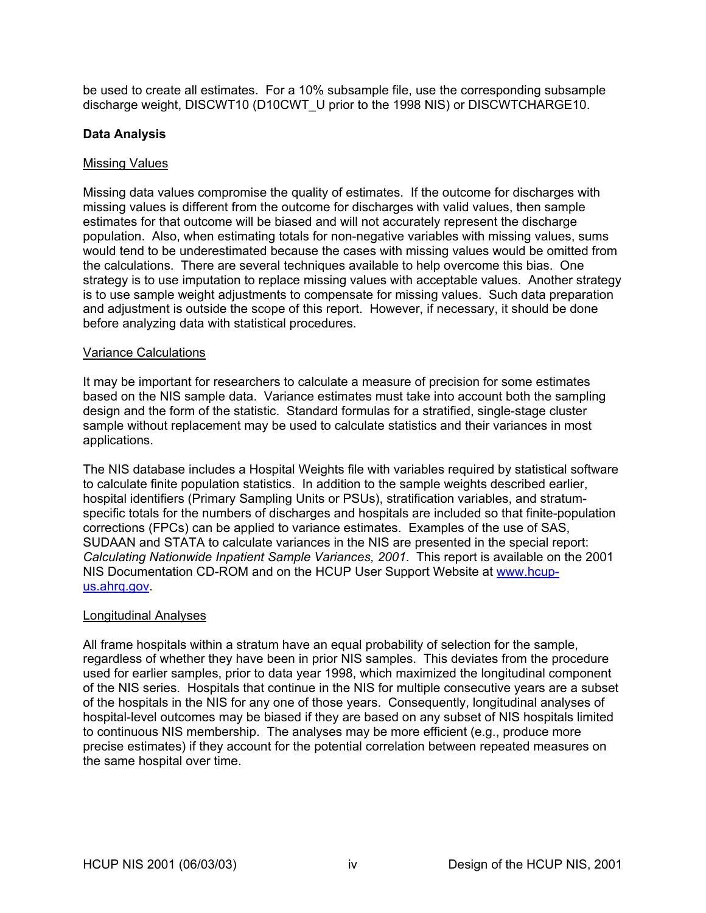be used to create all estimates. For a 10% subsample file, use the corresponding subsample discharge weight, DISCWT10 (D10CWT_U prior to the 1998 NIS) or DISCWTCHARGE10.

### Data Analysis

Missing Values

Missing data values compromise the quality of estimates. If the outcome for discharges with missing values is different from the outcome for discharges with valid values, then sample estimates for that outcome will be biased and will not accurately represent the discharge population. Also, when estimating totals for non-negative variables with missing values, sums would tend to be underestimated because the cases with missing values would be omitted from the calculations. There are several techniques available to help overcome this bias. One strategy is to use imputation to replace missing values with acceptable values. Another strategy is to use sample weight adjustments to compensate for missing values. Such data preparation and adjustment is outside the scope of this report. However, if necessary, it should be done before analyzing data with statistical procedures.

Variance Calculations

It may be important for researchers to calculate a measure of precision for some estimates based on the NIS sample data. Variance estimates must take into account both the sampling design and the form of the statistic. Standard formulas for a stratified, single-stage cluster sample without replacement may be used to calculate statistics and their variances in most applications.

The NIS database includes a Hospital Weights file with variables required by statistical software to calculate finite population statistics. In addition to the sample weights described earlier, hospital identifiers (Primary Sampling Units or PSUs), stratification variables, and stratum-specific totals for the numbers of discharges and hospitals are included so that finite-population corrections (FPCs) can be applied to variance estimates. Examples of the use of SAS, SUDAAN and STATA to calculate variances in the NIS are presented in the special report: *Calculating Nationwide Inpatient Sample Variances, 2001*. This report is available on the 2001 NIS Documentation CD-ROM and on the HCUP User Support Website at [www.hcup-us.ahrq.gov](http://www.hcup-us.ahrq.gov).

Longitudinal Analyses

All frame hospitals within a stratum have an equal probability of selection for the sample, regardless of whether they have been in prior NIS samples. This deviates from the procedure used for earlier samples, prior to data year 1998, which maximized the longitudinal component of the NIS series. Hospitals that continue in the NIS for multiple consecutive years are a subset of the hospitals in the NIS for any one of those years. Consequently, longitudinal analyses of hospital-level outcomes may be biased if they are based on any subset of NIS hospitals limited to continuous NIS membership. The analyses may be more efficient (e.g., produce more precise estimates) if they account for the potential correlation between repeated measures on the same hospital over time.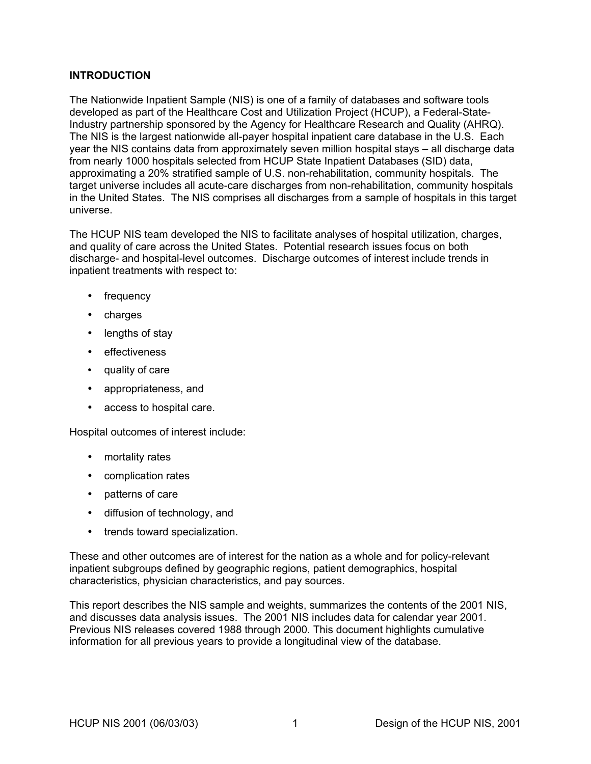## INTRODUCTION

The Nationwide Inpatient Sample (NIS) is one of a family of databases and software tools developed as part of the Healthcare Cost and Utilization Project (HCUP), a Federal-State-Industry partnership sponsored by the Agency for Healthcare Research and Quality (AHRQ). The NIS is the largest nationwide all-payer hospital inpatient care database in the U.S. Each year the NIS contains data from approximately seven million hospital stays – all discharge data from nearly 1000 hospitals selected from HCUP State Inpatient Databases (SID) data, approximating a 20% stratified sample of U.S. non-rehabilitation, community hospitals. The target universe includes all acute-care discharges from non-rehabilitation, community hospitals in the United States. The NIS comprises all discharges from a sample of hospitals in this target universe.

The HCUP NIS team developed the NIS to facilitate analyses of hospital utilization, charges, and quality of care across the United States. Potential research issues focus on both discharge- and hospital-level outcomes. Discharge outcomes of interest include trends in inpatient treatments with respect to:

- frequency
- charges
- lengths of stay
- effectiveness
- quality of care
- appropriateness, and
- access to hospital care.

Hospital outcomes of interest include:

- mortality rates
- complication rates
- patterns of care
- diffusion of technology, and
- trends toward specialization.

These and other outcomes are of interest for the nation as a whole and for policy-relevant inpatient subgroups defined by geographic regions, patient demographics, hospital characteristics, physician characteristics, and pay sources.

This report describes the NIS sample and weights, summarizes the contents of the 2001 NIS, and discusses data analysis issues. The 2001 NIS includes data for calendar year 2001. Previous NIS releases covered 1988 through 2000. This document highlights cumulative information for all previous years to provide a longitudinal view of the database.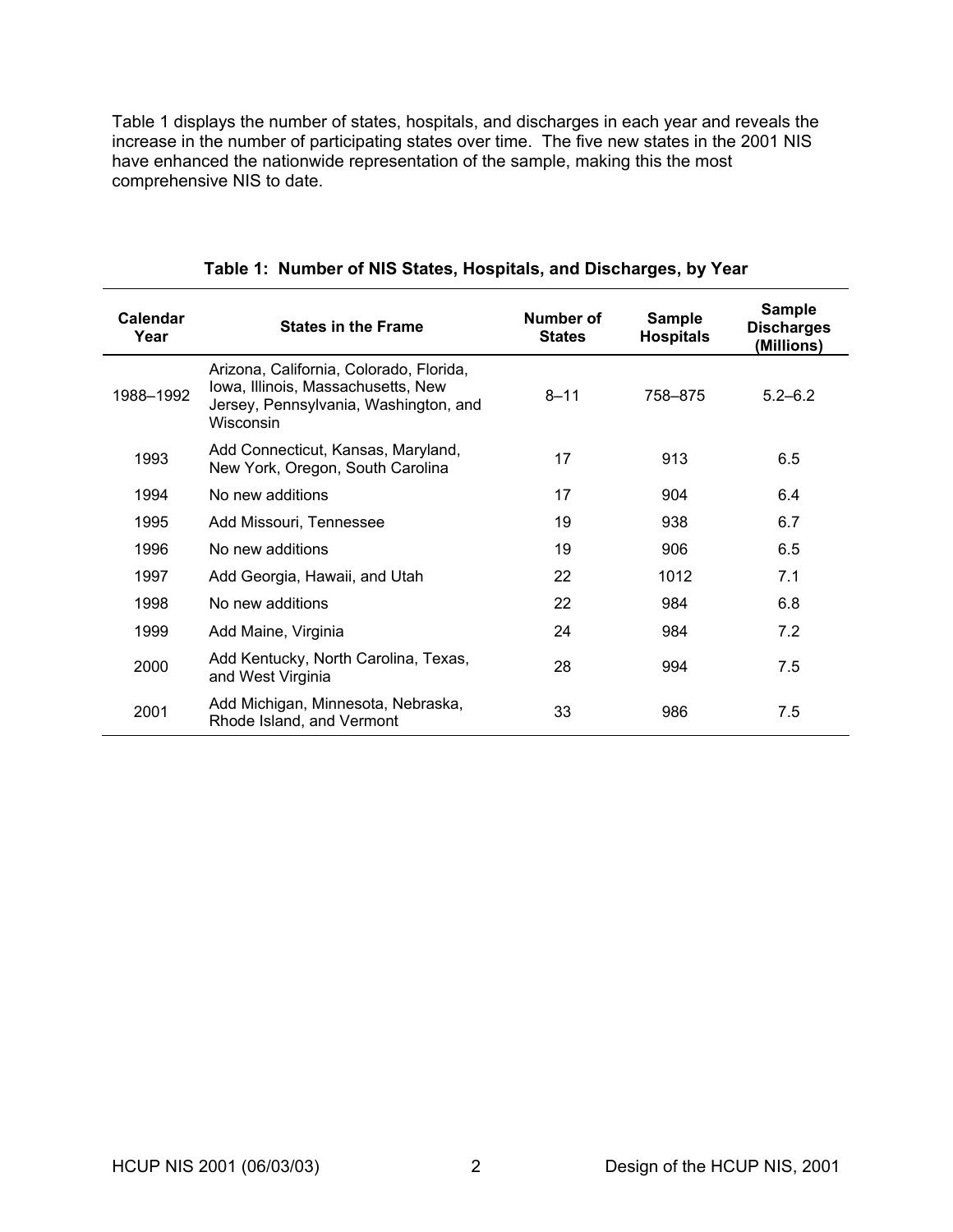Table 1 displays the number of states, hospitals, and discharges in each year and reveals the increase in the number of participating states over time. The five new states in the 2001 NIS have enhanced the nationwide representation of the sample, making this the most comprehensive NIS to date.

**Table 1: Number of NIS States, Hospitals, and Discharges, by Year**

| Calendar Year | States in the Frame | Number of States | Sample Hospitals | Sample Discharges (Millions) |
|---|---|---|---|---|
| 1988–1992 | Arizona, California, Colorado, Florida, Iowa, Illinois, Massachusetts, New Jersey, Pennsylvania, Washington, and Wisconsin | 8–11 | 758–875 | 5.2–6.2 |
| 1993 | Add Connecticut, Kansas, Maryland, New York, Oregon, South Carolina | 17 | 913 | 6.5 |
| 1994 | No new additions | 17 | 904 | 6.4 |
| 1995 | Add Missouri, Tennessee | 19 | 938 | 6.7 |
| 1996 | No new additions | 19 | 906 | 6.5 |
| 1997 | Add Georgia, Hawaii, and Utah | 22 | 1012 | 7.1 |
| 1998 | No new additions | 22 | 984 | 6.8 |
| 1999 | Add Maine, Virginia | 24 | 984 | 7.2 |
| 2000 | Add Kentucky, North Carolina, Texas, and West Virginia | 28 | 994 | 7.5 |
| 2001 | Add Michigan, Minnesota, Nebraska, Rhode Island, and Vermont | 33 | 986 | 7.5 |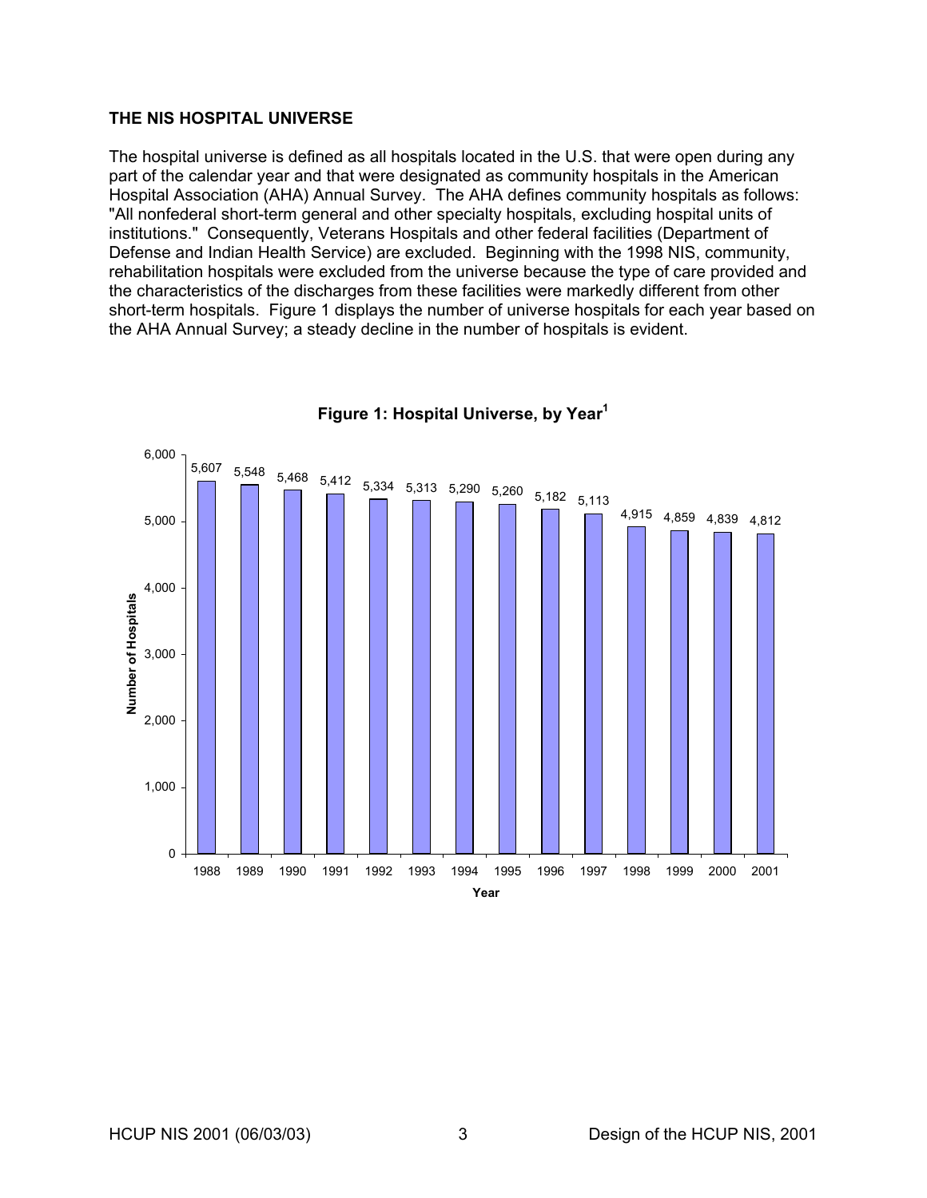## THE NIS HOSPITAL UNIVERSE

The hospital universe is defined as all hospitals located in the U.S. that were open during any part of the calendar year and that were designated as community hospitals in the American Hospital Association (AHA) Annual Survey. The AHA defines community hospitals as follows: "All nonfederal short-term general and other specialty hospitals, excluding hospital units of institutions." Consequently, Veterans Hospitals and other federal facilities (Department of Defense and Indian Health Service) are excluded. Beginning with the 1998 NIS, community, rehabilitation hospitals were excluded from the universe because the type of care provided and the characteristics of the discharges from these facilities were markedly different from other short-term hospitals. Figure 1 displays the number of universe hospitals for each year based on the AHA Annual Survey; a steady decline in the number of hospitals is evident.

**Figure 1: Hospital Universe, by Year[1]**

| Year | Number of Hospitals |
|---|---|
| 1988 | 5,607 |
| 1989 | 5,548 |
| 1990 | 5,468 |
| 1991 | 5,412 |
| 1992 | 5,334 |
| 1993 | 5,313 |
| 1994 | 5,290 |
| 1995 | 5,260 |
| 1996 | 5,182 |
| 1997 | 5,113 |
| 1998 | 4,915 |
| 1999 | 4,859 |
| 2000 | 4,839 |
| 2001 | 4,812 |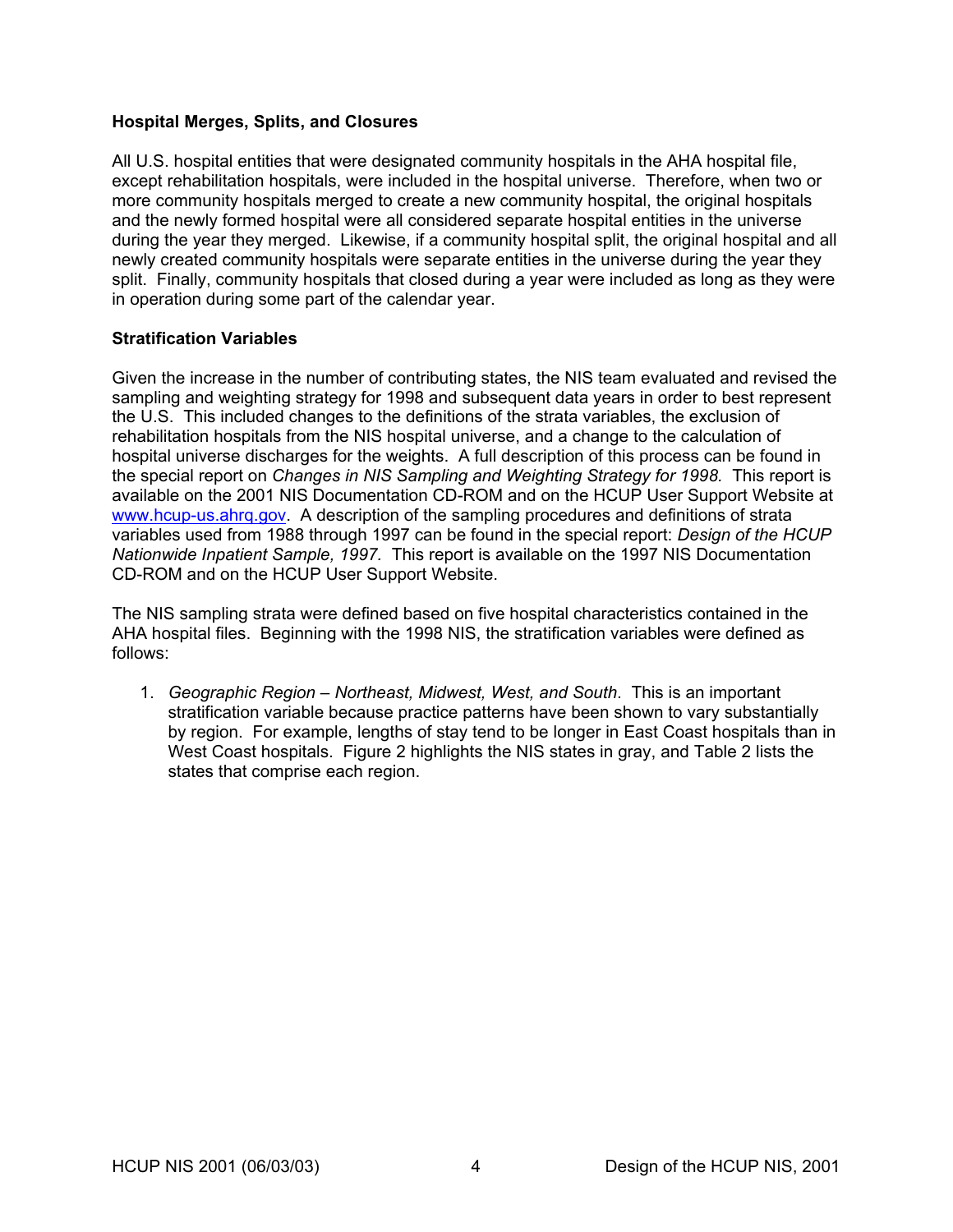### Hospital Merges, Splits, and Closures

All U.S. hospital entities that were designated community hospitals in the AHA hospital file, except rehabilitation hospitals, were included in the hospital universe. Therefore, when two or more community hospitals merged to create a new community hospital, the original hospitals and the newly formed hospital were all considered separate hospital entities in the universe during the year they merged. Likewise, if a community hospital split, the original hospital and all newly created community hospitals were separate entities in the universe during the year they split. Finally, community hospitals that closed during a year were included as long as they were in operation during some part of the calendar year.

### Stratification Variables

Given the increase in the number of contributing states, the NIS team evaluated and revised the sampling and weighting strategy for 1998 and subsequent data years in order to best represent the U.S. This included changes to the definitions of the strata variables, the exclusion of rehabilitation hospitals from the NIS hospital universe, and a change to the calculation of hospital universe discharges for the weights. A full description of this process can be found in the special report on *Changes in NIS Sampling and Weighting Strategy for 1998.* This report is available on the 2001 NIS Documentation CD-ROM and on the HCUP User Support Website at www.hcup-us.ahrq.gov. A description of the sampling procedures and definitions of strata variables used from 1988 through 1997 can be found in the special report: *Design of the HCUP Nationwide Inpatient Sample, 1997.* This report is available on the 1997 NIS Documentation CD-ROM and on the HCUP User Support Website.

The NIS sampling strata were defined based on five hospital characteristics contained in the AHA hospital files. Beginning with the 1998 NIS, the stratification variables were defined as follows:

1. *Geographic Region – Northeast, Midwest, West, and South*. This is an important stratification variable because practice patterns have been shown to vary substantially by region. For example, lengths of stay tend to be longer in East Coast hospitals than in West Coast hospitals. Figure 2 highlights the NIS states in gray, and Table 2 lists the states that comprise each region.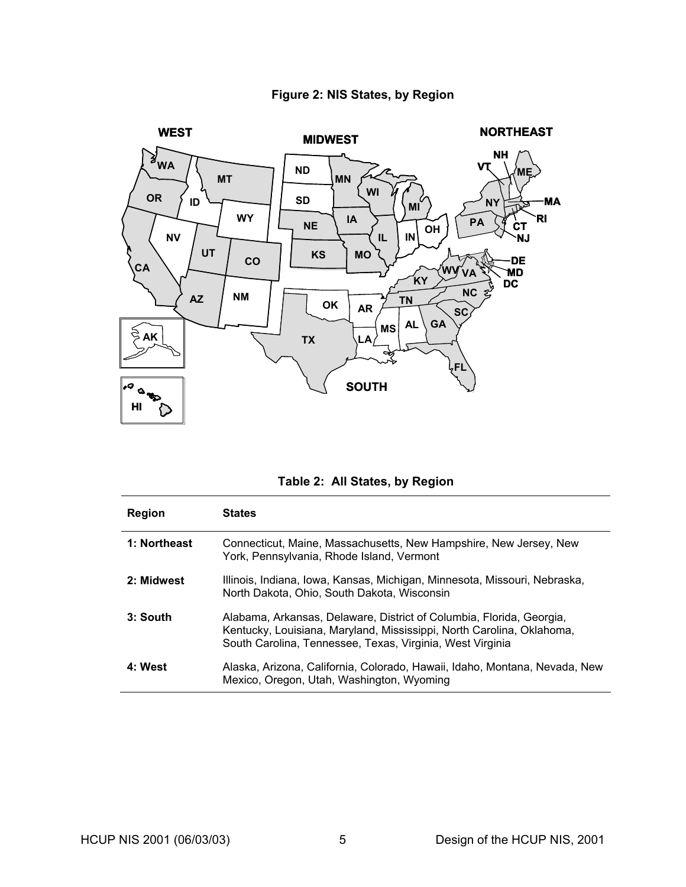**Figure 2: NIS States, by Region**

**Table 2: All States, by Region**

| Region | States |
|---|---|
| **1: Northeast** | Connecticut, Maine, Massachusetts, New Hampshire, New Jersey, New York, Pennsylvania, Rhode Island, Vermont |
| **2: Midwest** | Illinois, Indiana, Iowa, Kansas, Michigan, Minnesota, Missouri, Nebraska, North Dakota, Ohio, South Dakota, Wisconsin |
| **3: South** | Alabama, Arkansas, Delaware, District of Columbia, Florida, Georgia, Kentucky, Louisiana, Maryland, Mississippi, North Carolina, Oklahoma, South Carolina, Tennessee, Texas, Virginia, West Virginia |
| **4: West** | Alaska, Arizona, California, Colorado, Hawaii, Idaho, Montana, Nevada, New Mexico, Oregon, Utah, Washington, Wyoming |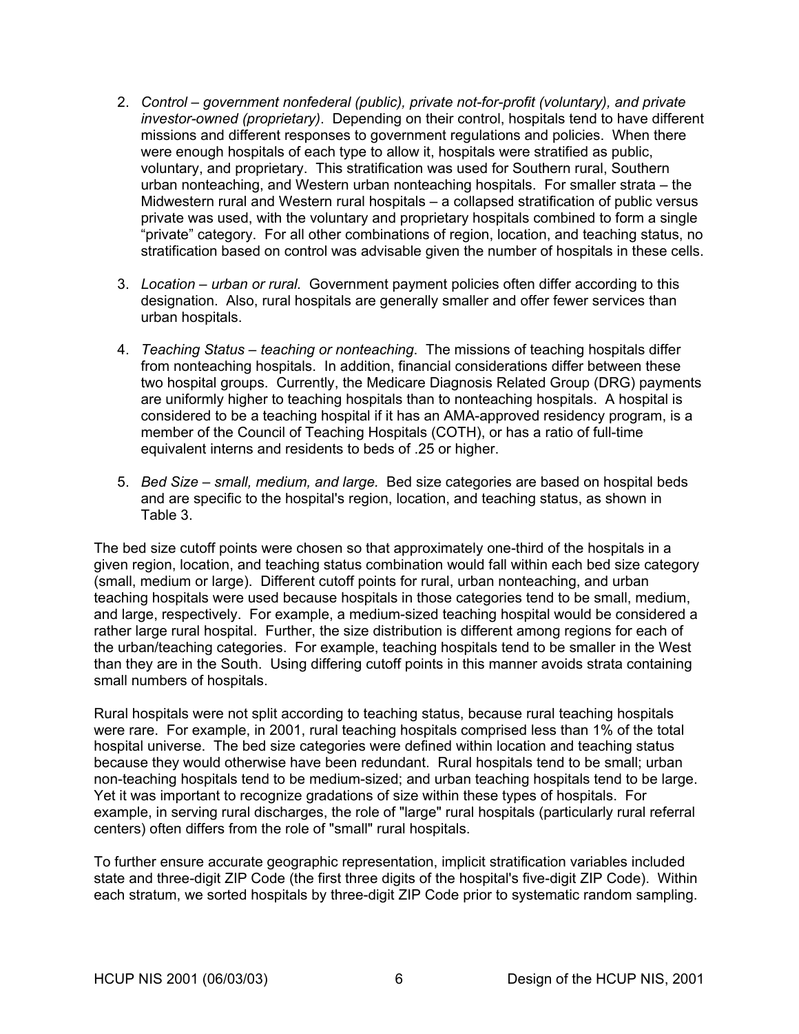2. *Control – government nonfederal (public), private not-for-profit (voluntary), and private investor-owned (proprietary)*. Depending on their control, hospitals tend to have different missions and different responses to government regulations and policies. When there were enough hospitals of each type to allow it, hospitals were stratified as public, voluntary, and proprietary. This stratification was used for Southern rural, Southern urban nonteaching, and Western urban nonteaching hospitals. For smaller strata – the Midwestern rural and Western rural hospitals – a collapsed stratification of public versus private was used, with the voluntary and proprietary hospitals combined to form a single "private" category. For all other combinations of region, location, and teaching status, no stratification based on control was advisable given the number of hospitals in these cells.

3. *Location – urban or rural*. Government payment policies often differ according to this designation. Also, rural hospitals are generally smaller and offer fewer services than urban hospitals.

4. *Teaching Status – teaching or nonteaching*. The missions of teaching hospitals differ from nonteaching hospitals. In addition, financial considerations differ between these two hospital groups. Currently, the Medicare Diagnosis Related Group (DRG) payments are uniformly higher to teaching hospitals than to nonteaching hospitals. A hospital is considered to be a teaching hospital if it has an AMA-approved residency program, is a member of the Council of Teaching Hospitals (COTH), or has a ratio of full-time equivalent interns and residents to beds of .25 or higher.

5. *Bed Size – small, medium, and large.* Bed size categories are based on hospital beds and are specific to the hospital's region, location, and teaching status, as shown in Table 3.

The bed size cutoff points were chosen so that approximately one-third of the hospitals in a given region, location, and teaching status combination would fall within each bed size category (small, medium or large). Different cutoff points for rural, urban nonteaching, and urban teaching hospitals were used because hospitals in those categories tend to be small, medium, and large, respectively. For example, a medium-sized teaching hospital would be considered a rather large rural hospital. Further, the size distribution is different among regions for each of the urban/teaching categories. For example, teaching hospitals tend to be smaller in the West than they are in the South. Using differing cutoff points in this manner avoids strata containing small numbers of hospitals.

Rural hospitals were not split according to teaching status, because rural teaching hospitals were rare. For example, in 2001, rural teaching hospitals comprised less than 1% of the total hospital universe. The bed size categories were defined within location and teaching status because they would otherwise have been redundant. Rural hospitals tend to be small; urban non-teaching hospitals tend to be medium-sized; and urban teaching hospitals tend to be large. Yet it was important to recognize gradations of size within these types of hospitals. For example, in serving rural discharges, the role of "large" rural hospitals (particularly rural referral centers) often differs from the role of "small" rural hospitals.

To further ensure accurate geographic representation, implicit stratification variables included state and three-digit ZIP Code (the first three digits of the hospital's five-digit ZIP Code). Within each stratum, we sorted hospitals by three-digit ZIP Code prior to systematic random sampling.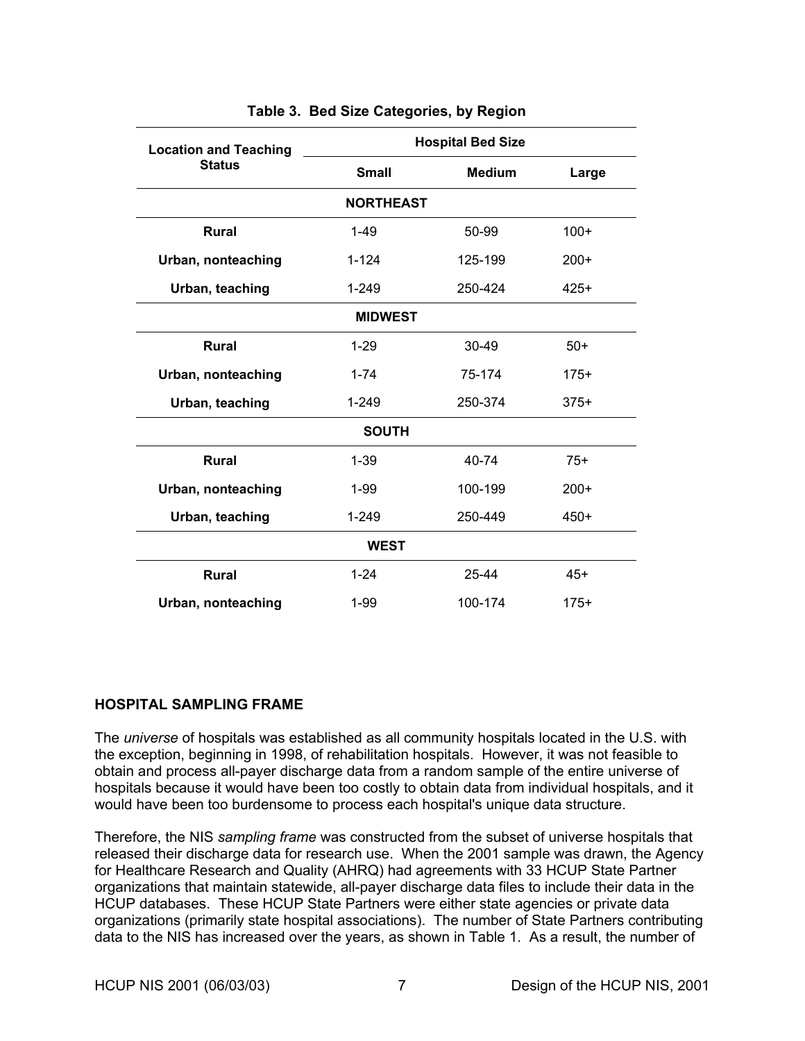**Table 3. Bed Size Categories, by Region**

| Location and Teaching Status | Hospital Bed Size | | |
|---|---|---|---|
| | **Small** | **Medium** | **Large** |
| **NORTHEAST** | | | |
| **Rural** | 1-49 | 50-99 | 100+ |
| **Urban, nonteaching** | 1-124 | 125-199 | 200+ |
| **Urban, teaching** | 1-249 | 250-424 | 425+ |
| **MIDWEST** | | | |
| **Rural** | 1-29 | 30-49 | 50+ |
| **Urban, nonteaching** | 1-74 | 75-174 | 175+ |
| **Urban, teaching** | 1-249 | 250-374 | 375+ |
| **SOUTH** | | | |
| **Rural** | 1-39 | 40-74 | 75+ |
| **Urban, nonteaching** | 1-99 | 100-199 | 200+ |
| **Urban, teaching** | 1-249 | 250-449 | 450+ |
| **WEST** | | | |
| **Rural** | 1-24 | 25-44 | 45+ |
| **Urban, nonteaching** | 1-99 | 100-174 | 175+ |

## HOSPITAL SAMPLING FRAME

The *universe* of hospitals was established as all community hospitals located in the U.S. with the exception, beginning in 1998, of rehabilitation hospitals. However, it was not feasible to obtain and process all-payer discharge data from a random sample of the entire universe of hospitals because it would have been too costly to obtain data from individual hospitals, and it would have been too burdensome to process each hospital's unique data structure.

Therefore, the NIS *sampling frame* was constructed from the subset of universe hospitals that released their discharge data for research use. When the 2001 sample was drawn, the Agency for Healthcare Research and Quality (AHRQ) had agreements with 33 HCUP State Partner organizations that maintain statewide, all-payer discharge data files to include their data in the HCUP databases. These HCUP State Partners were either state agencies or private data organizations (primarily state hospital associations). The number of State Partners contributing data to the NIS has increased over the years, as shown in Table 1. As a result, the number of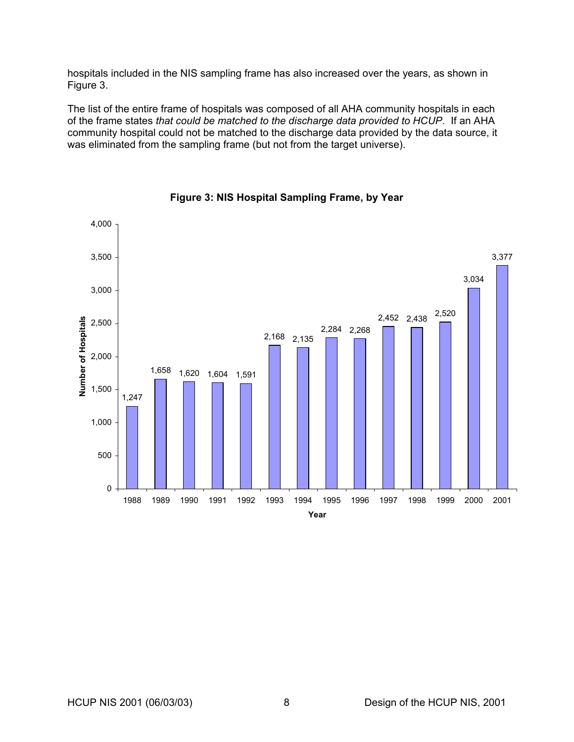hospitals included in the NIS sampling frame has also increased over the years, as shown in Figure 3.

The list of the entire frame of hospitals was composed of all AHA community hospitals in each of the frame states *that could be matched to the discharge data provided to HCUP*. If an AHA community hospital could not be matched to the discharge data provided by the data source, it was eliminated from the sampling frame (but not from the target universe).

**Figure 3: NIS Hospital Sampling Frame, by Year**

| Year | Number of Hospitals |
|---|---|
| 1988 | 1,247 |
| 1989 | 1,658 |
| 1990 | 1,620 |
| 1991 | 1,604 |
| 1992 | 1,591 |
| 1993 | 2,168 |
| 1994 | 2,135 |
| 1995 | 2,284 |
| 1996 | 2,268 |
| 1997 | 2,452 |
| 1998 | 2,438 |
| 1999 | 2,520 |
| 2000 | 3,034 |
| 2001 | 3,377 |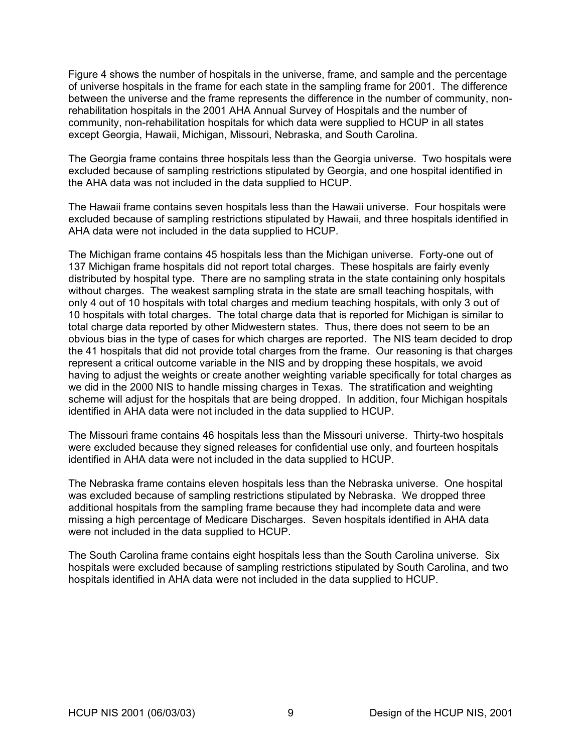Figure 4 shows the number of hospitals in the universe, frame, and sample and the percentage of universe hospitals in the frame for each state in the sampling frame for 2001. The difference between the universe and the frame represents the difference in the number of community, non-rehabilitation hospitals in the 2001 AHA Annual Survey of Hospitals and the number of community, non-rehabilitation hospitals for which data were supplied to HCUP in all states except Georgia, Hawaii, Michigan, Missouri, Nebraska, and South Carolina.

The Georgia frame contains three hospitals less than the Georgia universe. Two hospitals were excluded because of sampling restrictions stipulated by Georgia, and one hospital identified in the AHA data was not included in the data supplied to HCUP.

The Hawaii frame contains seven hospitals less than the Hawaii universe. Four hospitals were excluded because of sampling restrictions stipulated by Hawaii, and three hospitals identified in AHA data were not included in the data supplied to HCUP.

The Michigan frame contains 45 hospitals less than the Michigan universe. Forty-one out of 137 Michigan frame hospitals did not report total charges. These hospitals are fairly evenly distributed by hospital type. There are no sampling strata in the state containing only hospitals without charges. The weakest sampling strata in the state are small teaching hospitals, with only 4 out of 10 hospitals with total charges and medium teaching hospitals, with only 3 out of 10 hospitals with total charges. The total charge data that is reported for Michigan is similar to total charge data reported by other Midwestern states. Thus, there does not seem to be an obvious bias in the type of cases for which charges are reported. The NIS team decided to drop the 41 hospitals that did not provide total charges from the frame. Our reasoning is that charges represent a critical outcome variable in the NIS and by dropping these hospitals, we avoid having to adjust the weights or create another weighting variable specifically for total charges as we did in the 2000 NIS to handle missing charges in Texas. The stratification and weighting scheme will adjust for the hospitals that are being dropped. In addition, four Michigan hospitals identified in AHA data were not included in the data supplied to HCUP.

The Missouri frame contains 46 hospitals less than the Missouri universe. Thirty-two hospitals were excluded because they signed releases for confidential use only, and fourteen hospitals identified in AHA data were not included in the data supplied to HCUP.

The Nebraska frame contains eleven hospitals less than the Nebraska universe. One hospital was excluded because of sampling restrictions stipulated by Nebraska. We dropped three additional hospitals from the sampling frame because they had incomplete data and were missing a high percentage of Medicare Discharges. Seven hospitals identified in AHA data were not included in the data supplied to HCUP.

The South Carolina frame contains eight hospitals less than the South Carolina universe. Six hospitals were excluded because of sampling restrictions stipulated by South Carolina, and two hospitals identified in AHA data were not included in the data supplied to HCUP.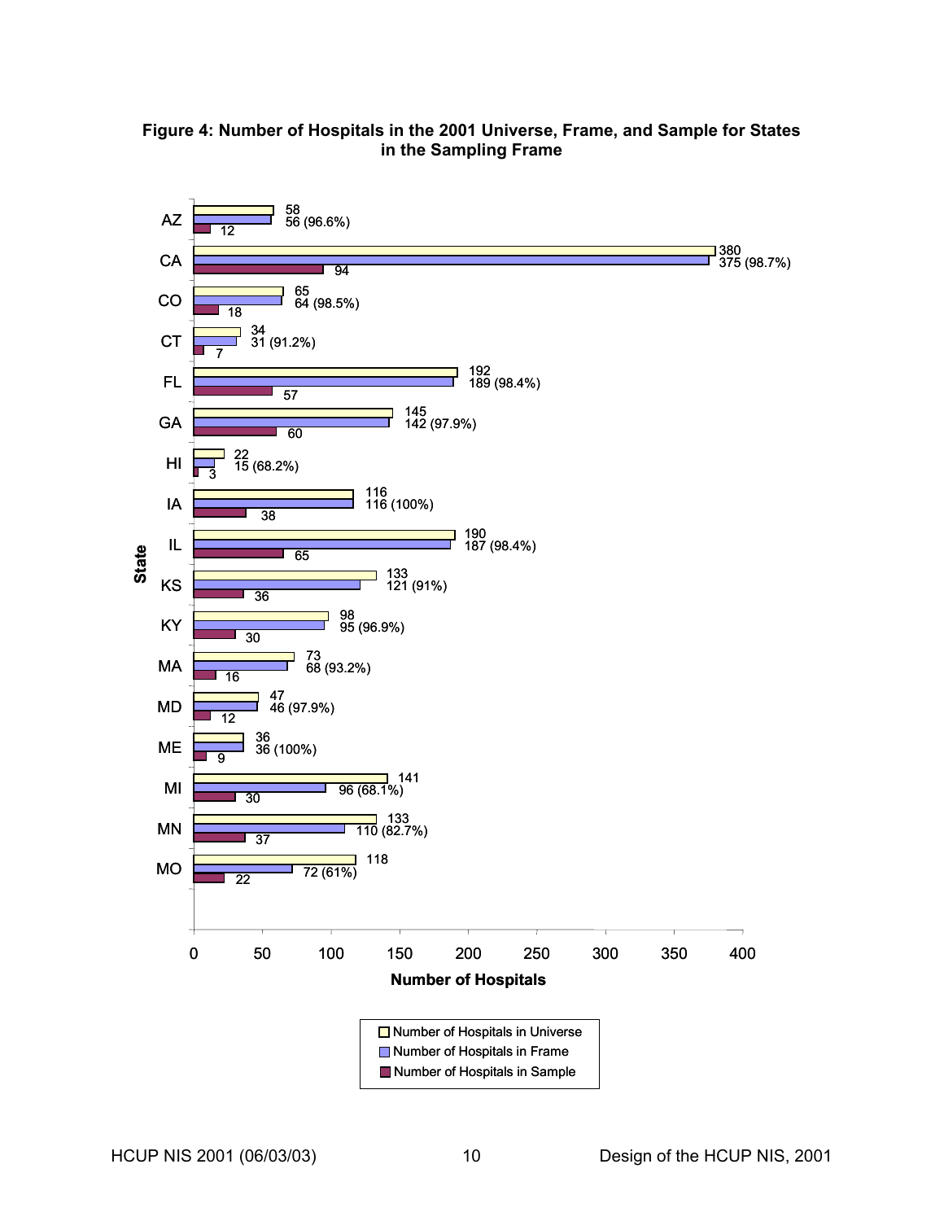**Figure 4: Number of Hospitals in the 2001 Universe, Frame, and Sample for States in the Sampling Frame**

| State | Number of Hospitals in Universe | Number of Hospitals in Frame | Number of Hospitals in Sample |
|---|---|---|---|
| AZ | 58 | 56 (96.6%) | 12 |
| CA | 380 | 375 (98.7%) | 94 |
| CO | 65 | 64 (98.5%) | 18 |
| CT | 34 | 31 (91.2%) | 7 |
| FL | 192 | 189 (98.4%) | 57 |
| GA | 145 | 142 (97.9%) | 60 |
| HI | 22 | 15 (68.2%) | 3 |
| IA | 116 | 116 (100%) | 38 |
| IL | 190 | 187 (98.4%) | 65 |
| KS | 133 | 121 (91%) | 36 |
| KY | 98 | 95 (96.9%) | 30 |
| MA | 73 | 68 (93.2%) | 16 |
| MD | 47 | 46 (97.9%) | 12 |
| ME | 36 | 36 (100%) | 9 |
| MI | 141 | 96 (68.1%) | 30 |
| MN | 133 | 110 (82.7%) | 37 |
| MO | 118 | 72 (61%) | 22 |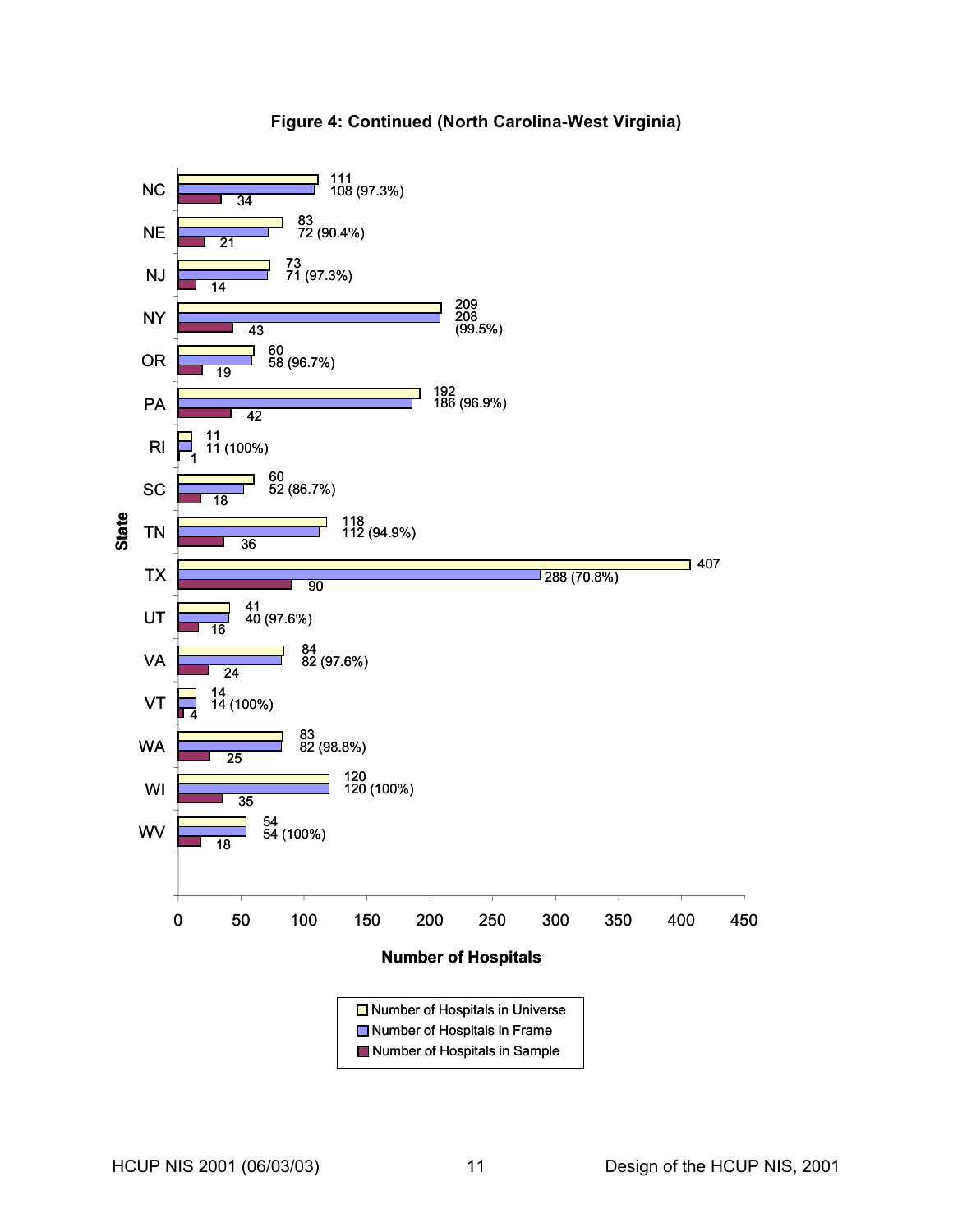**Figure 4: Continued (North Carolina-West Virginia)**

| State | Number of Hospitals in Universe | Number of Hospitals in Frame | Number of Hospitals in Sample |
|---|---|---|---|
| NC | 111 | 108 (97.3%) | 34 |
| NE | 83 | 72 (90.4%) | 21 |
| NJ | 73 | 71 (97.3%) | 14 |
| NY | 209 | 208 (99.5%) | 43 |
| OR | 60 | 58 (96.7%) | 19 |
| PA | 192 | 186 (96.9%) | 42 |
| RI | 11 | 11 (100%) | 1 |
| SC | 60 | 52 (86.7%) | 18 |
| TN | 118 | 112 (94.9%) | 36 |
| TX | 407 | 288 (70.8%) | 90 |
| UT | 41 | 40 (97.6%) | 16 |
| VA | 84 | 82 (97.6%) | 24 |
| VT | 14 | 14 (100%) | 4 |
| WA | 83 | 82 (98.8%) | 25 |
| WI | 120 | 120 (100%) | 35 |
| WV | 54 | 54 (100%) | 18 |

Number of Hospitals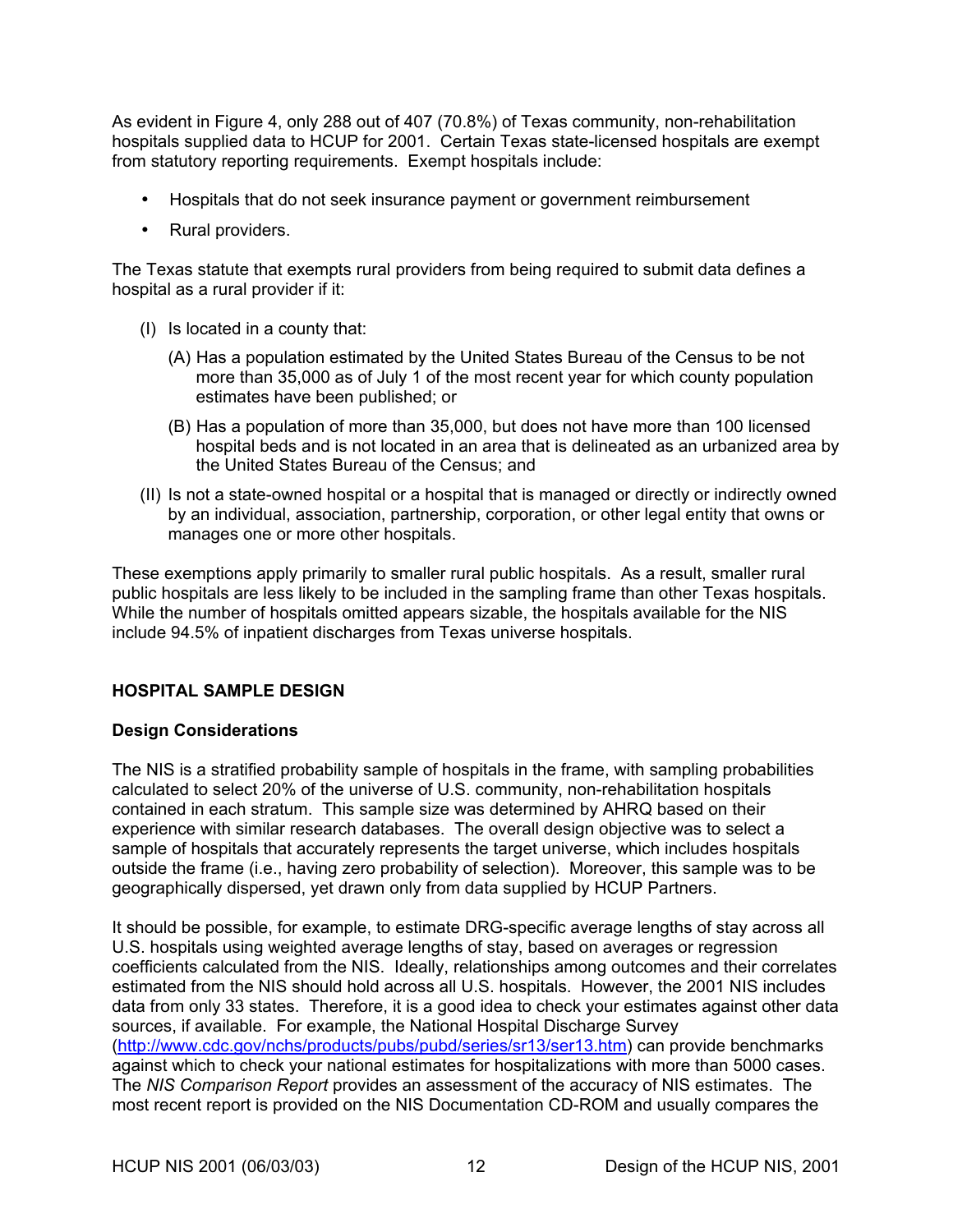As evident in Figure 4, only 288 out of 407 (70.8%) of Texas community, non-rehabilitation hospitals supplied data to HCUP for 2001. Certain Texas state-licensed hospitals are exempt from statutory reporting requirements. Exempt hospitals include:

- Hospitals that do not seek insurance payment or government reimbursement
- Rural providers.

The Texas statute that exempts rural providers from being required to submit data defines a hospital as a rural provider if it:

(I) Is located in a county that:

(A) Has a population estimated by the United States Bureau of the Census to be not more than 35,000 as of July 1 of the most recent year for which county population estimates have been published; or

(B) Has a population of more than 35,000, but does not have more than 100 licensed hospital beds and is not located in an area that is delineated as an urbanized area by the United States Bureau of the Census; and

(II) Is not a state-owned hospital or a hospital that is managed or directly or indirectly owned by an individual, association, partnership, corporation, or other legal entity that owns or manages one or more other hospitals.

These exemptions apply primarily to smaller rural public hospitals. As a result, smaller rural public hospitals are less likely to be included in the sampling frame than other Texas hospitals. While the number of hospitals omitted appears sizable, the hospitals available for the NIS include 94.5% of inpatient discharges from Texas universe hospitals.

## HOSPITAL SAMPLE DESIGN

### Design Considerations

The NIS is a stratified probability sample of hospitals in the frame, with sampling probabilities calculated to select 20% of the universe of U.S. community, non-rehabilitation hospitals contained in each stratum. This sample size was determined by AHRQ based on their experience with similar research databases. The overall design objective was to select a sample of hospitals that accurately represents the target universe, which includes hospitals outside the frame (i.e., having zero probability of selection). Moreover, this sample was to be geographically dispersed, yet drawn only from data supplied by HCUP Partners.

It should be possible, for example, to estimate DRG-specific average lengths of stay across all U.S. hospitals using weighted average lengths of stay, based on averages or regression coefficients calculated from the NIS. Ideally, relationships among outcomes and their correlates estimated from the NIS should hold across all U.S. hospitals. However, the 2001 NIS includes data from only 33 states. Therefore, it is a good idea to check your estimates against other data sources, if available. For example, the National Hospital Discharge Survey (http://www.cdc.gov/nchs/products/pubs/pubd/series/sr13/ser13.htm) can provide benchmarks against which to check your national estimates for hospitalizations with more than 5000 cases. The *NIS Comparison Report* provides an assessment of the accuracy of NIS estimates. The most recent report is provided on the NIS Documentation CD-ROM and usually compares the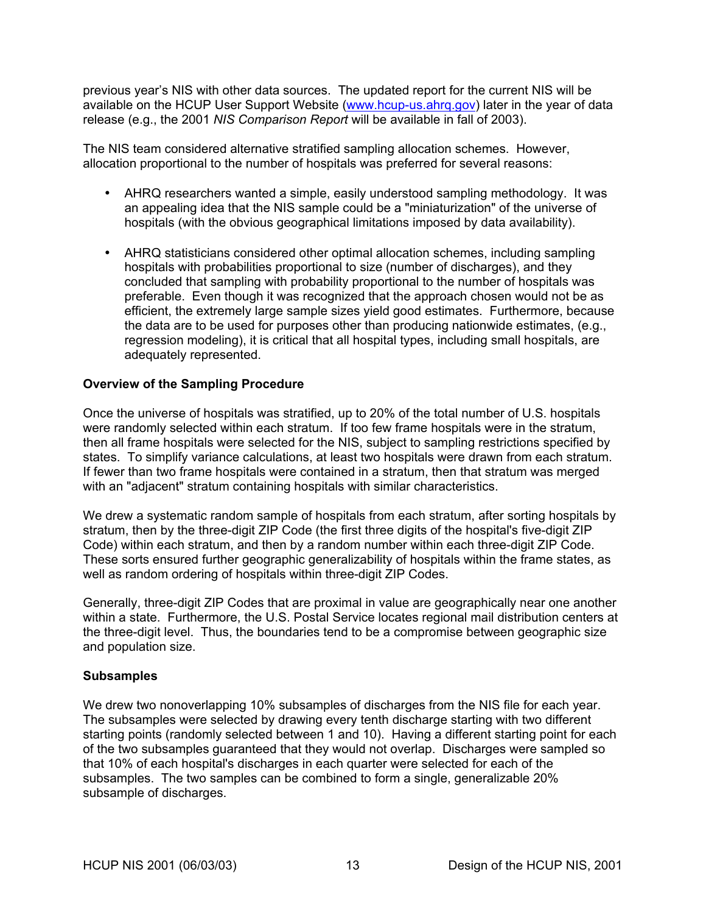previous year's NIS with other data sources. The updated report for the current NIS will be available on the HCUP User Support Website (www.hcup-us.ahrq.gov) later in the year of data release (e.g., the 2001 *NIS Comparison Report* will be available in fall of 2003).

The NIS team considered alternative stratified sampling allocation schemes. However, allocation proportional to the number of hospitals was preferred for several reasons:

- AHRQ researchers wanted a simple, easily understood sampling methodology. It was an appealing idea that the NIS sample could be a "miniaturization" of the universe of hospitals (with the obvious geographical limitations imposed by data availability).

- AHRQ statisticians considered other optimal allocation schemes, including sampling hospitals with probabilities proportional to size (number of discharges), and they concluded that sampling with probability proportional to the number of hospitals was preferable. Even though it was recognized that the approach chosen would not be as efficient, the extremely large sample sizes yield good estimates. Furthermore, because the data are to be used for purposes other than producing nationwide estimates, (e.g., regression modeling), it is critical that all hospital types, including small hospitals, are adequately represented.

**Overview of the Sampling Procedure**

Once the universe of hospitals was stratified, up to 20% of the total number of U.S. hospitals were randomly selected within each stratum. If too few frame hospitals were in the stratum, then all frame hospitals were selected for the NIS, subject to sampling restrictions specified by states. To simplify variance calculations, at least two hospitals were drawn from each stratum. If fewer than two frame hospitals were contained in a stratum, then that stratum was merged with an "adjacent" stratum containing hospitals with similar characteristics.

We drew a systematic random sample of hospitals from each stratum, after sorting hospitals by stratum, then by the three-digit ZIP Code (the first three digits of the hospital's five-digit ZIP Code) within each stratum, and then by a random number within each three-digit ZIP Code. These sorts ensured further geographic generalizability of hospitals within the frame states, as well as random ordering of hospitals within three-digit ZIP Codes.

Generally, three-digit ZIP Codes that are proximal in value are geographically near one another within a state. Furthermore, the U.S. Postal Service locates regional mail distribution centers at the three-digit level. Thus, the boundaries tend to be a compromise between geographic size and population size.

**Subsamples**

We drew two nonoverlapping 10% subsamples of discharges from the NIS file for each year. The subsamples were selected by drawing every tenth discharge starting with two different starting points (randomly selected between 1 and 10). Having a different starting point for each of the two subsamples guaranteed that they would not overlap. Discharges were sampled so that 10% of each hospital's discharges in each quarter were selected for each of the subsamples. The two samples can be combined to form a single, generalizable 20% subsample of discharges.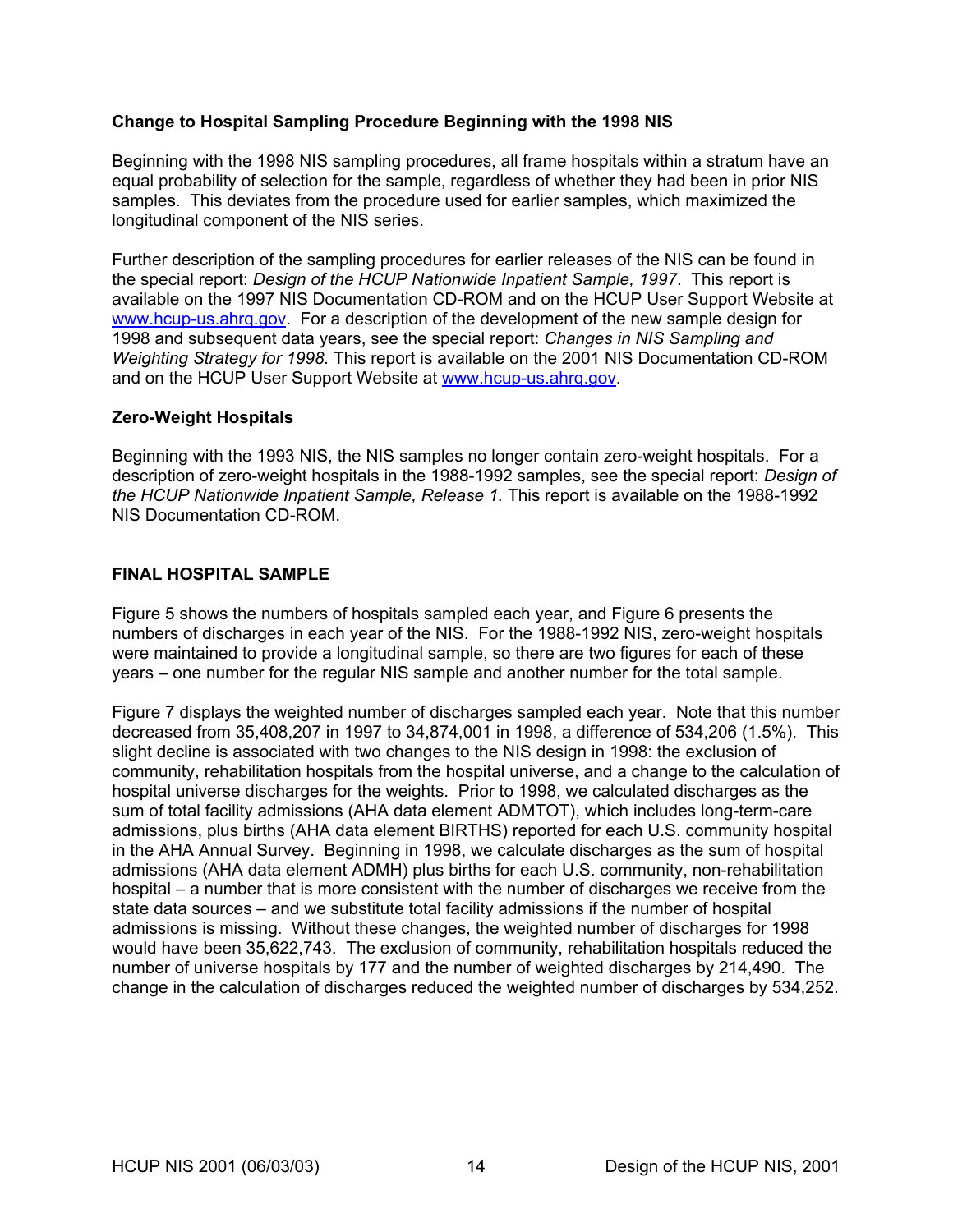### Change to Hospital Sampling Procedure Beginning with the 1998 NIS

Beginning with the 1998 NIS sampling procedures, all frame hospitals within a stratum have an equal probability of selection for the sample, regardless of whether they had been in prior NIS samples. This deviates from the procedure used for earlier samples, which maximized the longitudinal component of the NIS series.

Further description of the sampling procedures for earlier releases of the NIS can be found in the special report: *Design of the HCUP Nationwide Inpatient Sample, 1997*. This report is available on the 1997 NIS Documentation CD-ROM and on the HCUP User Support Website at www.hcup-us.ahrq.gov. For a description of the development of the new sample design for 1998 and subsequent data years, see the special report: *Changes in NIS Sampling and Weighting Strategy for 1998.* This report is available on the 2001 NIS Documentation CD-ROM and on the HCUP User Support Website at www.hcup-us.ahrq.gov.

### Zero-Weight Hospitals

Beginning with the 1993 NIS, the NIS samples no longer contain zero-weight hospitals. For a description of zero-weight hospitals in the 1988-1992 samples, see the special report: *Design of the HCUP Nationwide Inpatient Sample, Release 1.* This report is available on the 1988-1992 NIS Documentation CD-ROM.

## FINAL HOSPITAL SAMPLE

Figure 5 shows the numbers of hospitals sampled each year, and Figure 6 presents the numbers of discharges in each year of the NIS. For the 1988-1992 NIS, zero-weight hospitals were maintained to provide a longitudinal sample, so there are two figures for each of these years – one number for the regular NIS sample and another number for the total sample.

Figure 7 displays the weighted number of discharges sampled each year. Note that this number decreased from 35,408,207 in 1997 to 34,874,001 in 1998, a difference of 534,206 (1.5%). This slight decline is associated with two changes to the NIS design in 1998: the exclusion of community, rehabilitation hospitals from the hospital universe, and a change to the calculation of hospital universe discharges for the weights. Prior to 1998, we calculated discharges as the sum of total facility admissions (AHA data element ADMTOT), which includes long-term-care admissions, plus births (AHA data element BIRTHS) reported for each U.S. community hospital in the AHA Annual Survey. Beginning in 1998, we calculate discharges as the sum of hospital admissions (AHA data element ADMH) plus births for each U.S. community, non-rehabilitation hospital – a number that is more consistent with the number of discharges we receive from the state data sources – and we substitute total facility admissions if the number of hospital admissions is missing. Without these changes, the weighted number of discharges for 1998 would have been 35,622,743. The exclusion of community, rehabilitation hospitals reduced the number of universe hospitals by 177 and the number of weighted discharges by 214,490. The change in the calculation of discharges reduced the weighted number of discharges by 534,252.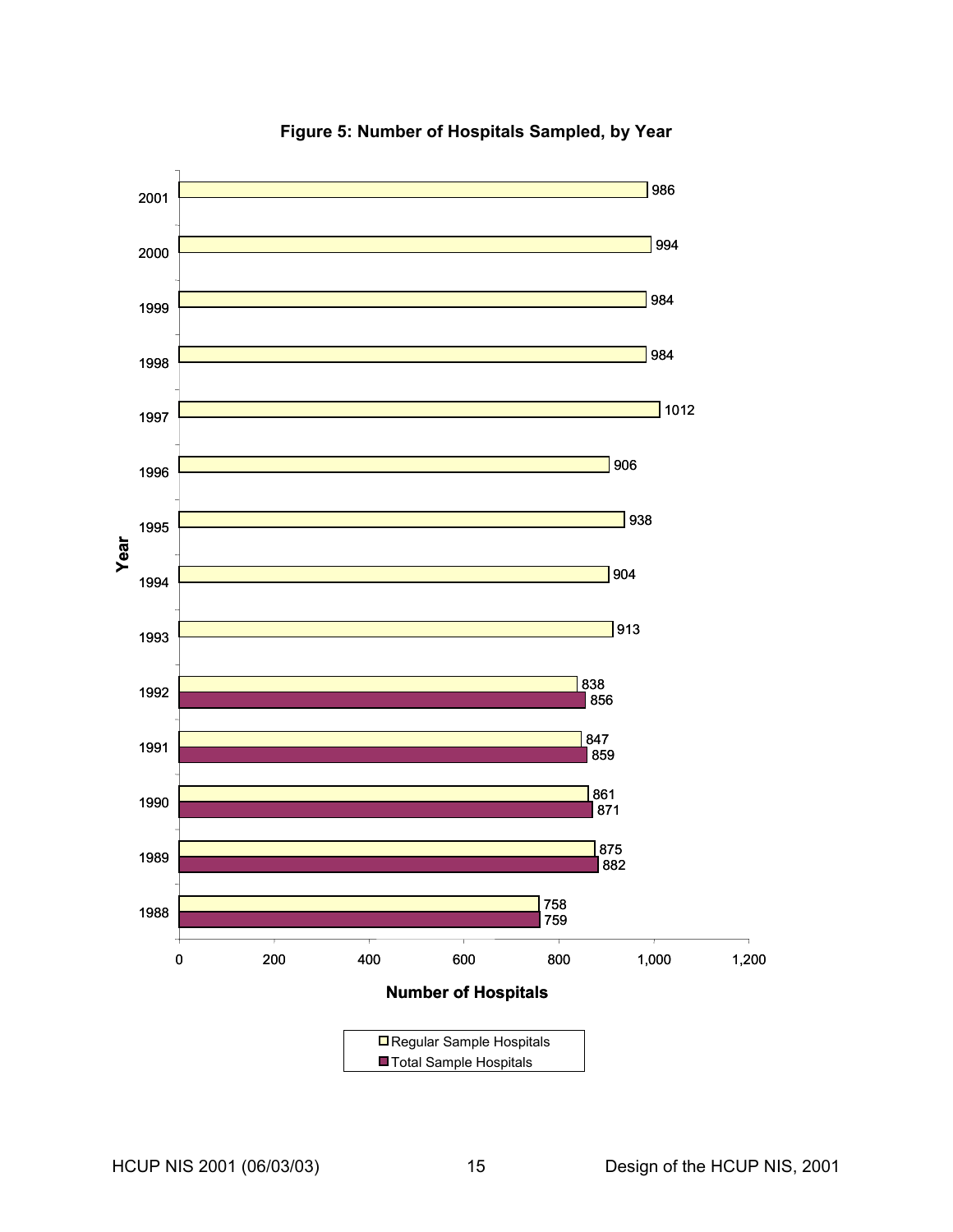**Figure 5: Number of Hospitals Sampled, by Year**

| Year | Regular Sample Hospitals | Total Sample Hospitals |
|---|---|---|
| 2001 | 986 | |
| 2000 | 994 | |
| 1999 | 984 | |
| 1998 | 984 | |
| 1997 | 1012 | |
| 1996 | 906 | |
| 1995 | 938 | |
| 1994 | 904 | |
| 1993 | 913 | |
| 1992 | 838 | 856 |
| 1991 | 847 | 859 |
| 1990 | 861 | 871 |
| 1989 | 875 | 882 |
| 1988 | 758 | 759 |

Number of Hospitals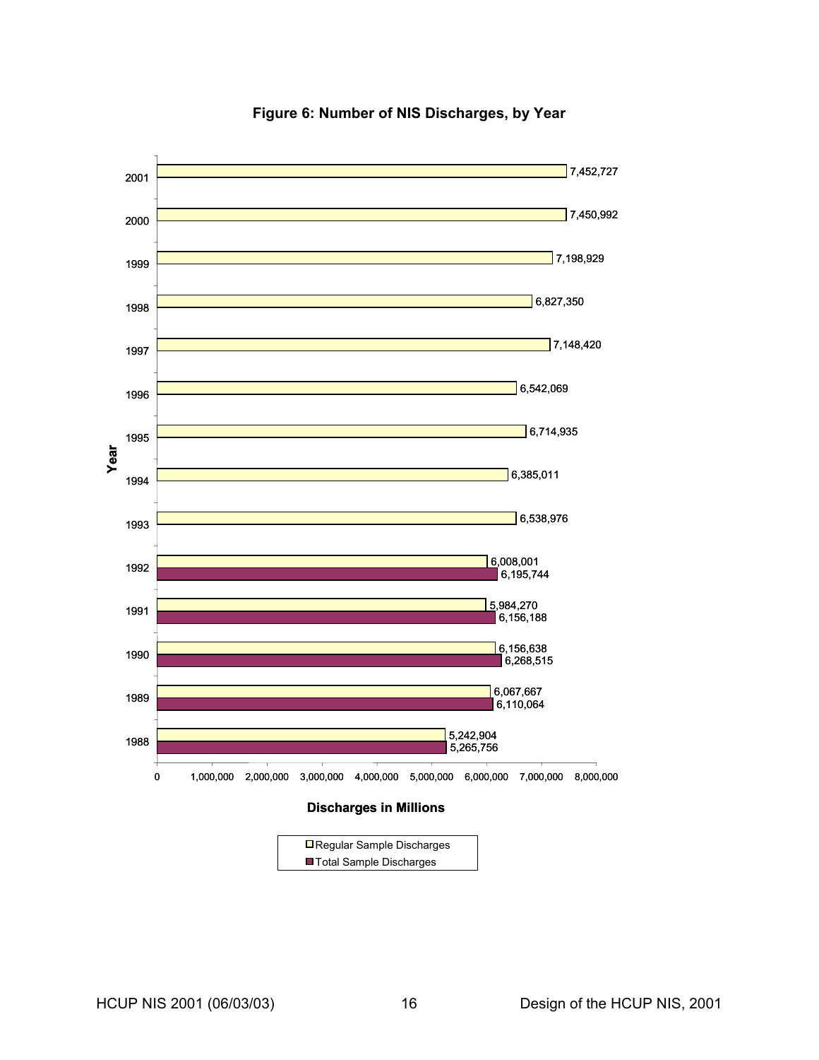**Figure 6: Number of NIS Discharges, by Year**

| Year | Regular Sample Discharges | Total Sample Discharges |
|---|---|---|
| 2001 | 7,452,727 | |
| 2000 | 7,450,992 | |
| 1999 | 7,198,929 | |
| 1998 | 6,827,350 | |
| 1997 | 7,148,420 | |
| 1996 | 6,542,069 | |
| 1995 | 6,714,935 | |
| 1994 | 6,385,011 | |
| 1993 | 6,538,976 | |
| 1992 | 6,008,001 | 6,195,744 |
| 1991 | 5,984,270 | 6,156,188 |
| 1990 | 6,156,638 | 6,268,515 |
| 1989 | 6,067,667 | 6,110,064 |
| 1988 | 5,242,904 | 5,265,756 |

Discharges in Millions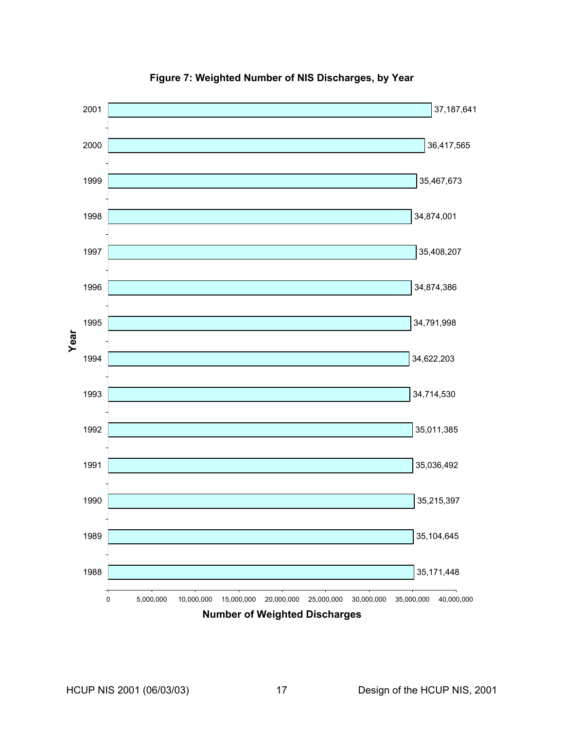**Figure 7: Weighted Number of NIS Discharges, by Year**

| Year | Number of Weighted Discharges |
|---|---|
| 2001 | 37,187,641 |
| 2000 | 36,417,565 |
| 1999 | 35,467,673 |
| 1998 | 34,874,001 |
| 1997 | 35,408,207 |
| 1996 | 34,874,386 |
| 1995 | 34,791,998 |
| 1994 | 34,622,203 |
| 1993 | 34,714,530 |
| 1992 | 35,011,385 |
| 1991 | 35,036,492 |
| 1990 | 35,215,397 |
| 1989 | 35,104,645 |
| 1988 | 35,171,448 |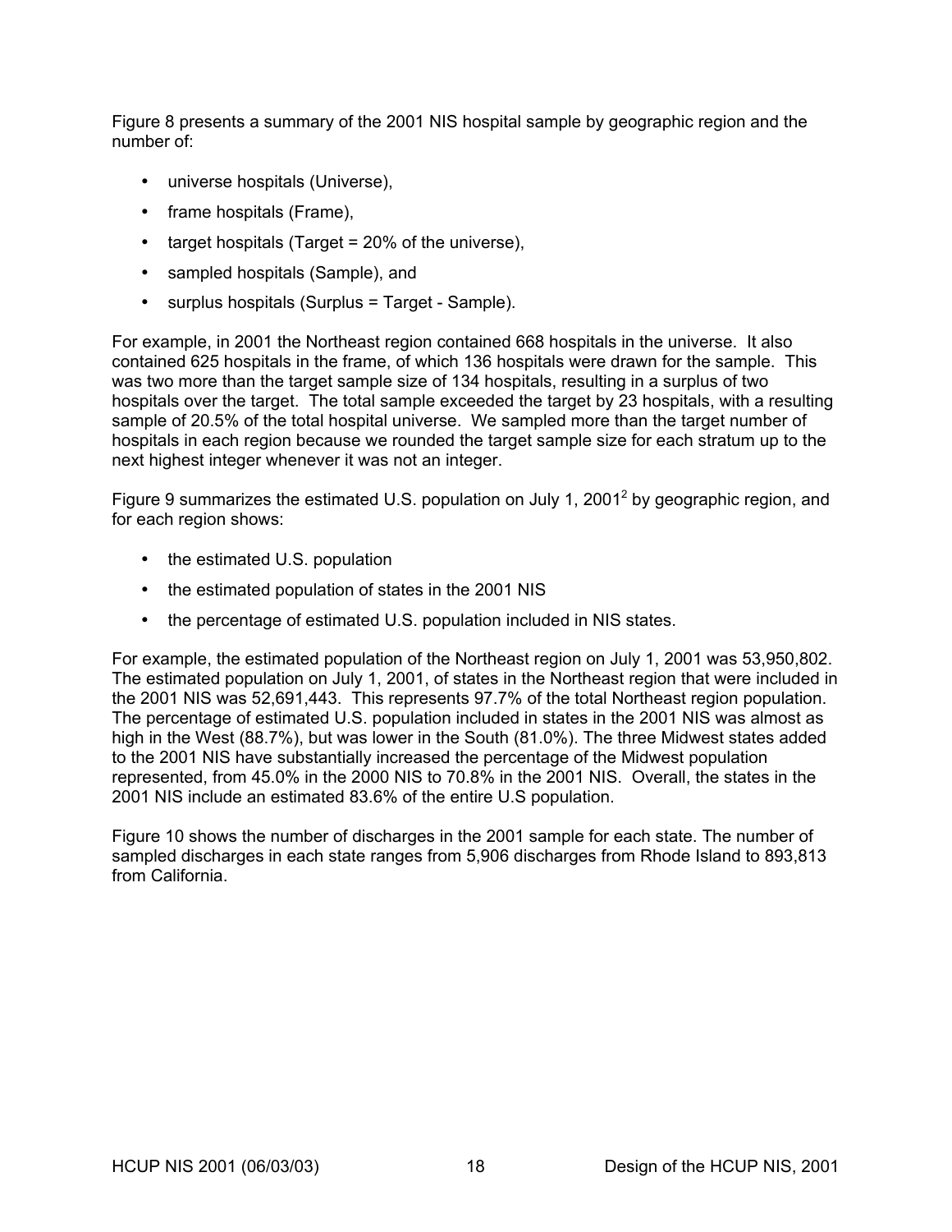Figure 8 presents a summary of the 2001 NIS hospital sample by geographic region and the number of:

- universe hospitals (Universe),
- frame hospitals (Frame),
- target hospitals (Target = 20% of the universe),
- sampled hospitals (Sample), and
- surplus hospitals (Surplus = Target - Sample).

For example, in 2001 the Northeast region contained 668 hospitals in the universe. It also contained 625 hospitals in the frame, of which 136 hospitals were drawn for the sample. This was two more than the target sample size of 134 hospitals, resulting in a surplus of two hospitals over the target. The total sample exceeded the target by 23 hospitals, with a resulting sample of 20.5% of the total hospital universe. We sampled more than the target number of hospitals in each region because we rounded the target sample size for each stratum up to the next highest integer whenever it was not an integer.

Figure 9 summarizes the estimated U.S. population on July 1, 2001[2] by geographic region, and for each region shows:

- the estimated U.S. population
- the estimated population of states in the 2001 NIS
- the percentage of estimated U.S. population included in NIS states.

For example, the estimated population of the Northeast region on July 1, 2001 was 53,950,802. The estimated population on July 1, 2001, of states in the Northeast region that were included in the 2001 NIS was 52,691,443. This represents 97.7% of the total Northeast region population. The percentage of estimated U.S. population included in states in the 2001 NIS was almost as high in the West (88.7%), but was lower in the South (81.0%). The three Midwest states added to the 2001 NIS have substantially increased the percentage of the Midwest population represented, from 45.0% in the 2000 NIS to 70.8% in the 2001 NIS. Overall, the states in the 2001 NIS include an estimated 83.6% of the entire U.S population.

Figure 10 shows the number of discharges in the 2001 sample for each state. The number of sampled discharges in each state ranges from 5,906 discharges from Rhode Island to 893,813 from California.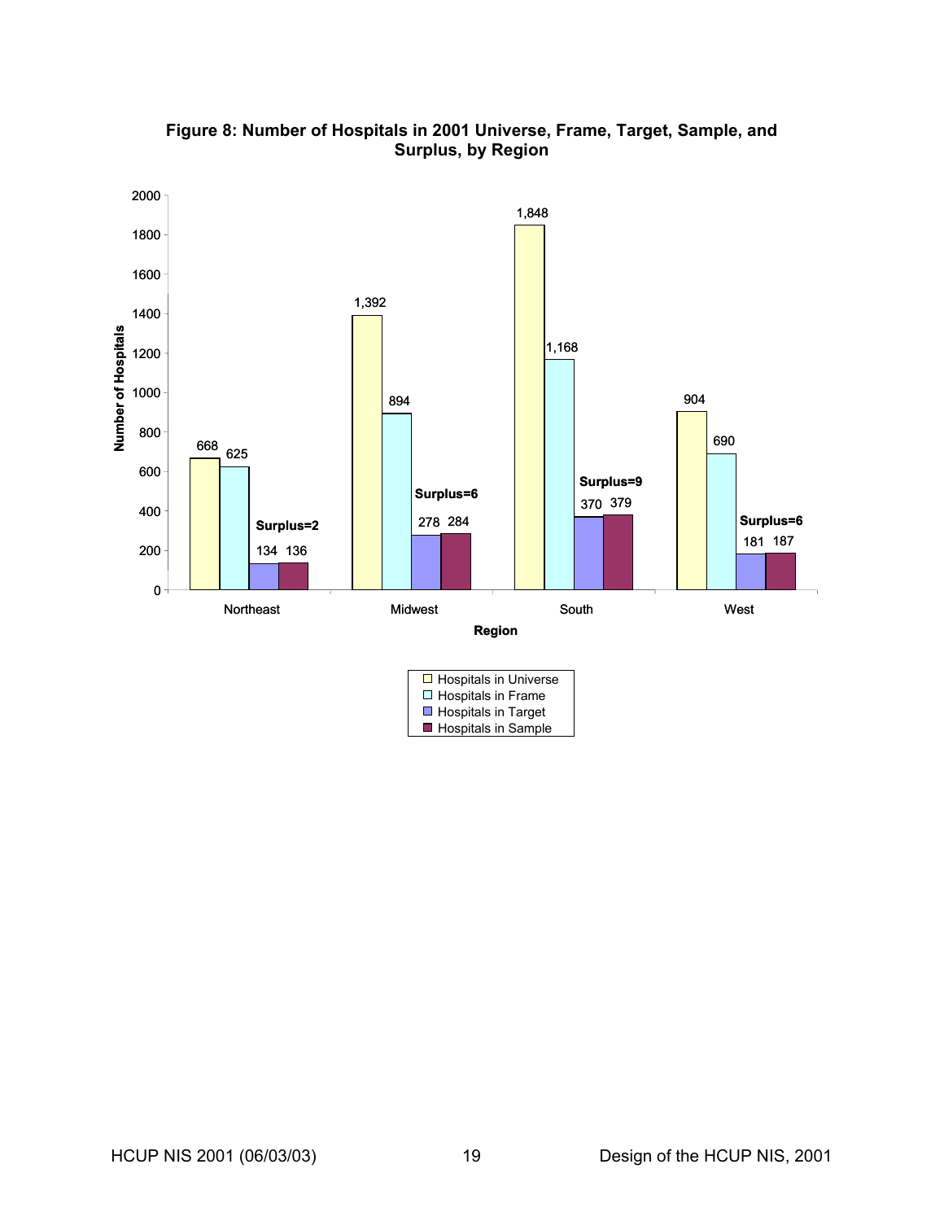**Figure 8: Number of Hospitals in 2001 Universe, Frame, Target, Sample, and Surplus, by Region**

| Region | Hospitals in Universe | Hospitals in Frame | Hospitals in Target | Hospitals in Sample | Surplus |
|---|---|---|---|---|---|
| Northeast | 668 | 625 | 134 | 136 | Surplus=2 |
| Midwest | 1,392 | 894 | 278 | 284 | Surplus=6 |
| South | 1,848 | 1,168 | 370 | 379 | Surplus=9 |
| West | 904 | 690 | 181 | 187 | Surplus=6 |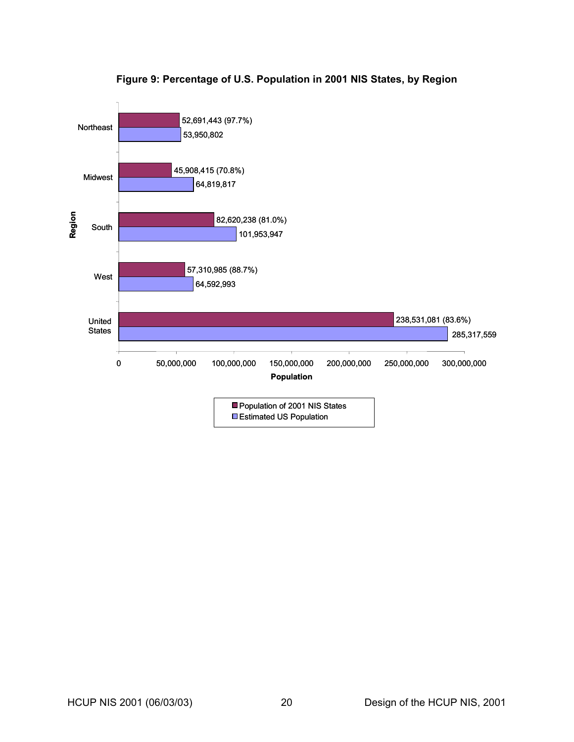**Figure 9: Percentage of U.S. Population in 2001 NIS States, by Region**

| Region | Population of 2001 NIS States | Estimated US Population |
|---|---|---|
| Northeast | 52,691,443 (97.7%) | 53,950,802 |
| Midwest | 45,908,415 (70.8%) | 64,819,817 |
| South | 82,620,238 (81.0%) | 101,953,947 |
| West | 57,310,985 (88.7%) | 64,592,993 |
| United States | 238,531,081 (83.6%) | 285,317,559 |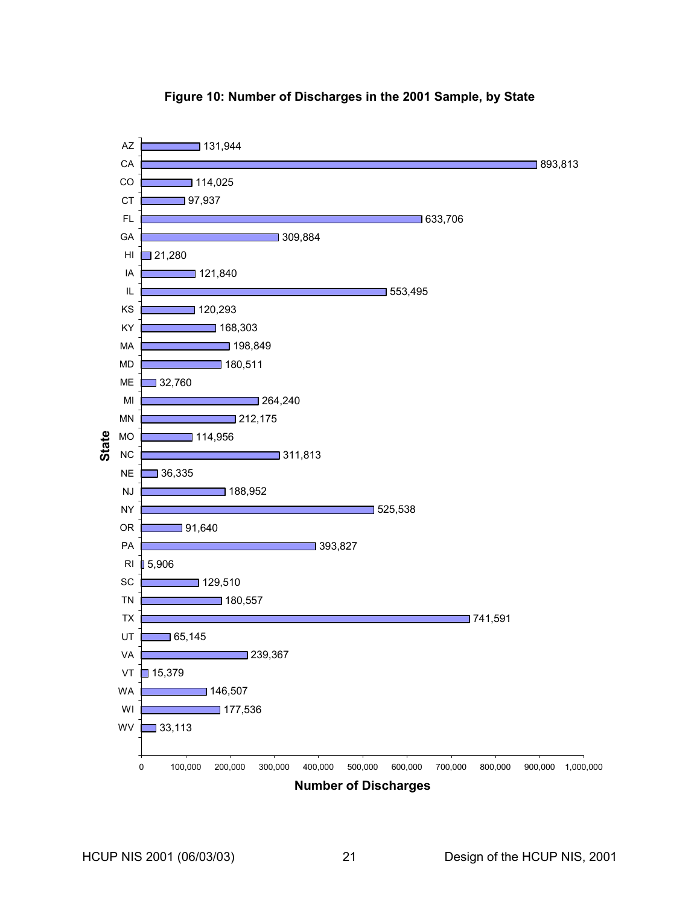**Figure 10: Number of Discharges in the 2001 Sample, by State**

| State | Number of Discharges |
| --- | --- |
| AZ | 131,944 |
| CA | 893,813 |
| CO | 114,025 |
| CT | 97,937 |
| FL | 633,706 |
| GA | 309,884 |
| HI | 21,280 |
| IA | 121,840 |
| IL | 553,495 |
| KS | 120,293 |
| KY | 168,303 |
| MA | 198,849 |
| MD | 180,511 |
| ME | 32,760 |
| MI | 264,240 |
| MN | 212,175 |
| MO | 114,956 |
| NC | 311,813 |
| NE | 36,335 |
| NJ | 188,952 |
| NY | 525,538 |
| OR | 91,640 |
| PA | 393,827 |
| RI | 5,906 |
| SC | 129,510 |
| TN | 180,557 |
| TX | 741,591 |
| UT | 65,145 |
| VA | 239,367 |
| VT | 15,379 |
| WA | 146,507 |
| WI | 177,536 |
| WV | 33,113 |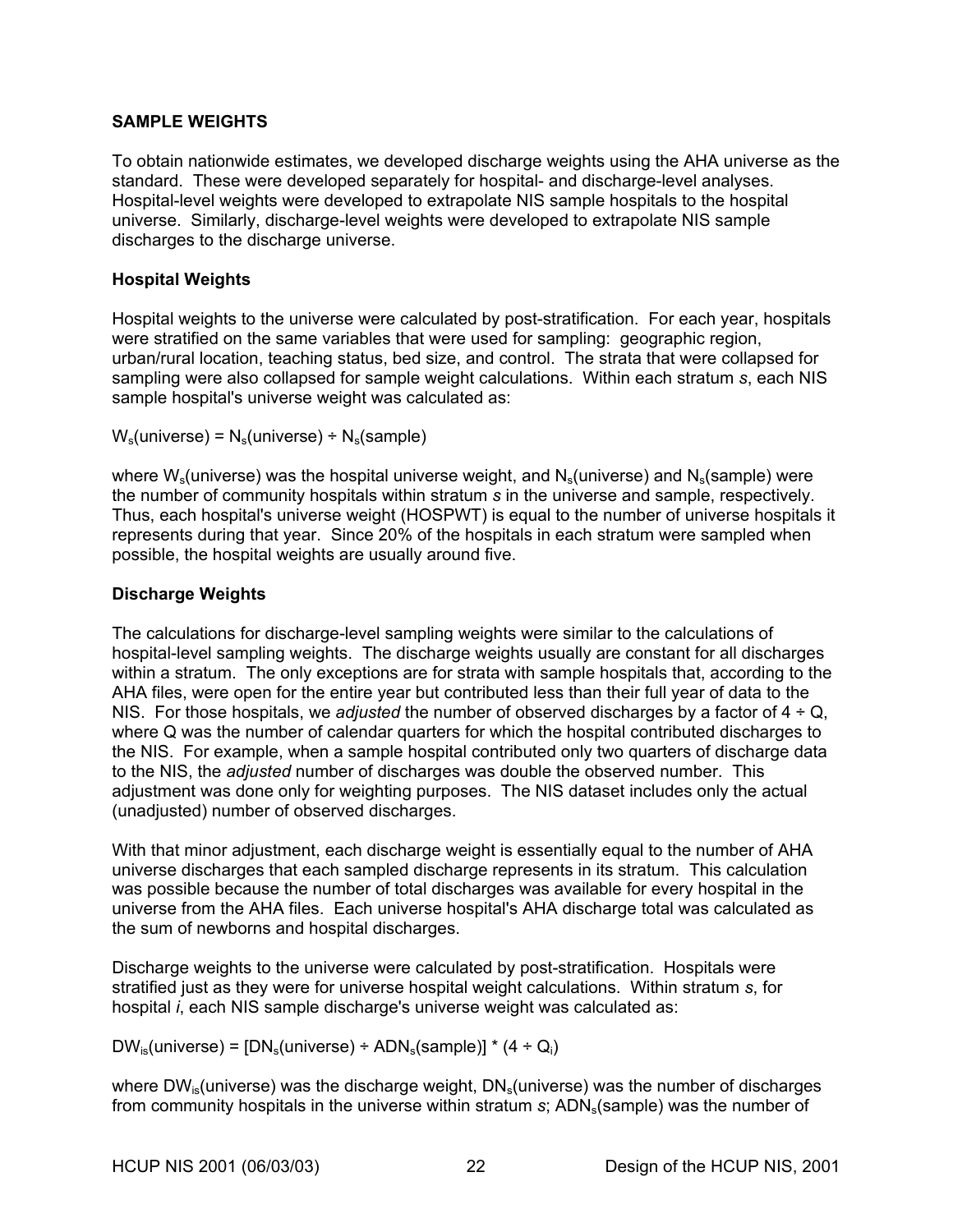## SAMPLE WEIGHTS

To obtain nationwide estimates, we developed discharge weights using the AHA universe as the standard. These were developed separately for hospital- and discharge-level analyses. Hospital-level weights were developed to extrapolate NIS sample hospitals to the hospital universe. Similarly, discharge-level weights were developed to extrapolate NIS sample discharges to the discharge universe.

### Hospital Weights

Hospital weights to the universe were calculated by post-stratification. For each year, hospitals were stratified on the same variables that were used for sampling: geographic region, urban/rural location, teaching status, bed size, and control. The strata that were collapsed for sampling were also collapsed for sample weight calculations. Within each stratum *s*, each NIS sample hospital's universe weight was calculated as:

$$W_s(\text{universe}) = N_s(\text{universe}) \div N_s(\text{sample})$$

where $W_s$(universe) was the hospital universe weight, and $N_s$(universe) and $N_s$(sample) were the number of community hospitals within stratum *s* in the universe and sample, respectively. Thus, each hospital's universe weight (HOSPWT) is equal to the number of universe hospitals it represents during that year. Since 20% of the hospitals in each stratum were sampled when possible, the hospital weights are usually around five.

### Discharge Weights

The calculations for discharge-level sampling weights were similar to the calculations of hospital-level sampling weights. The discharge weights usually are constant for all discharges within a stratum. The only exceptions are for strata with sample hospitals that, according to the AHA files, were open for the entire year but contributed less than their full year of data to the NIS. For those hospitals, we *adjusted* the number of observed discharges by a factor of $4 \div Q$, where Q was the number of calendar quarters for which the hospital contributed discharges to the NIS. For example, when a sample hospital contributed only two quarters of discharge data to the NIS, the *adjusted* number of discharges was double the observed number. This adjustment was done only for weighting purposes. The NIS dataset includes only the actual (unadjusted) number of observed discharges.

With that minor adjustment, each discharge weight is essentially equal to the number of AHA universe discharges that each sampled discharge represents in its stratum. This calculation was possible because the number of total discharges was available for every hospital in the universe from the AHA files. Each universe hospital's AHA discharge total was calculated as the sum of newborns and hospital discharges.

Discharge weights to the universe were calculated by post-stratification. Hospitals were stratified just as they were for universe hospital weight calculations. Within stratum *s*, for hospital *i*, each NIS sample discharge's universe weight was calculated as:

$$DW_{is}(\text{universe}) = [DN_s(\text{universe}) \div ADN_s(\text{sample})] * (4 \div Q_i)$$

where $DW_{is}$(universe) was the discharge weight, $DN_s$(universe) was the number of discharges from community hospitals in the universe within stratum *s*; $ADN_s$(sample) was the number of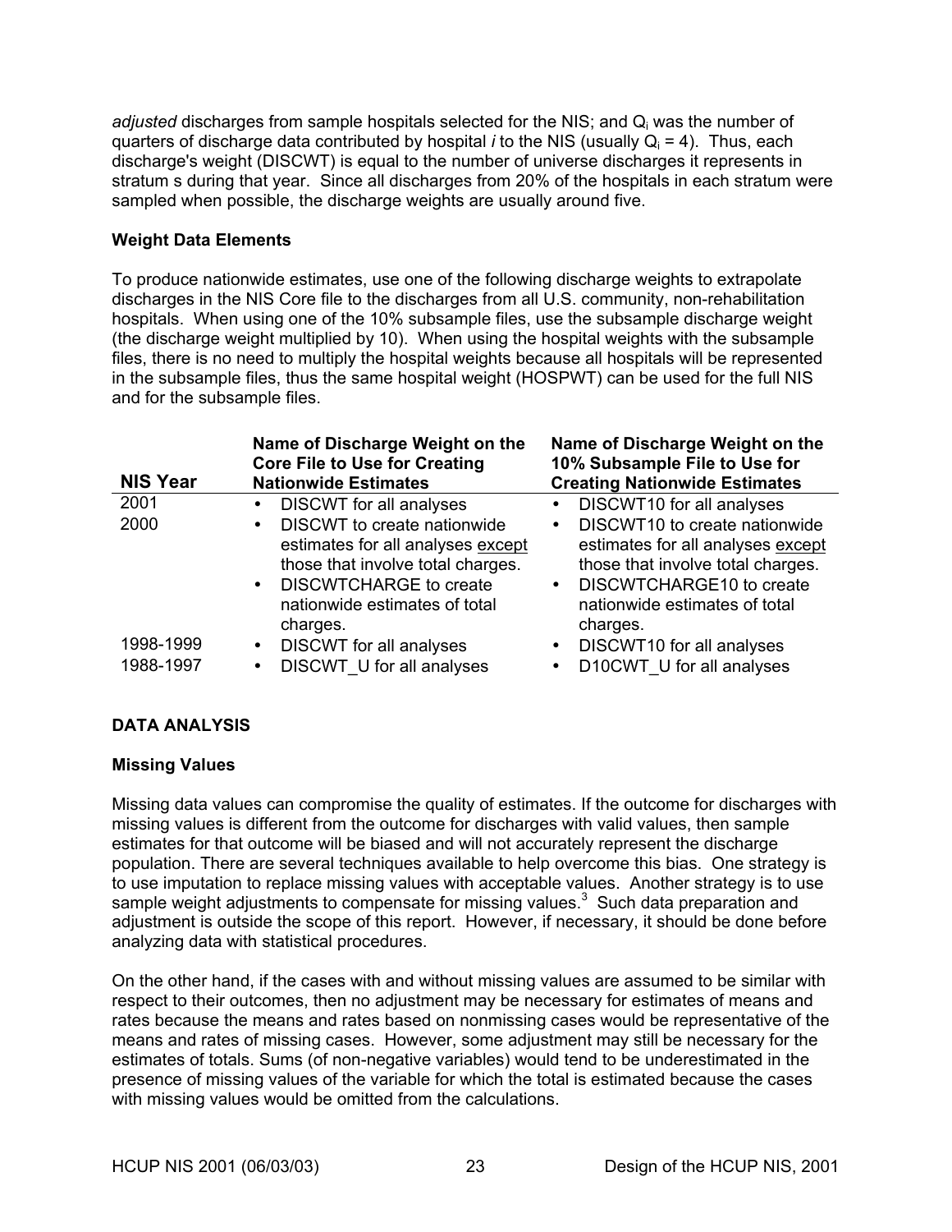*adjusted* discharges from sample hospitals selected for the NIS; and $Q_i$ was the number of quarters of discharge data contributed by hospital *i* to the NIS (usually $Q_i = 4$). Thus, each discharge's weight (DISCWT) is equal to the number of universe discharges it represents in stratum s during that year. Since all discharges from 20% of the hospitals in each stratum were sampled when possible, the discharge weights are usually around five.

### Weight Data Elements

To produce nationwide estimates, use one of the following discharge weights to extrapolate discharges in the NIS Core file to the discharges from all U.S. community, non-rehabilitation hospitals. When using one of the 10% subsample files, use the subsample discharge weight (the discharge weight multiplied by 10). When using the hospital weights with the subsample files, there is no need to multiply the hospital weights because all hospitals will be represented in the subsample files, thus the same hospital weight (HOSPWT) can be used for the full NIS and for the subsample files.

| NIS Year | Name of Discharge Weight on the Core File to Use for Creating Nationwide Estimates | Name of Discharge Weight on the 10% Subsample File to Use for Creating Nationwide Estimates |
|---|---|---|
| 2001 | • DISCWT for all analyses | • DISCWT10 for all analyses |
| 2000 | • DISCWT to create nationwide estimates for all analyses except those that involve total charges.<br>• DISCWTCHARGE to create nationwide estimates of total charges. | • DISCWT10 to create nationwide estimates for all analyses except those that involve total charges.<br>• DISCWTCHARGE10 to create nationwide estimates of total charges. |
| 1998-1999 | • DISCWT for all analyses | • DISCWT10 for all analyses |
| 1988-1997 | • DISCWT_U for all analyses | • D10CWT_U for all analyses |

## DATA ANALYSIS

### Missing Values

Missing data values can compromise the quality of estimates. If the outcome for discharges with missing values is different from the outcome for discharges with valid values, then sample estimates for that outcome will be biased and will not accurately represent the discharge population. There are several techniques available to help overcome this bias. One strategy is to use imputation to replace missing values with acceptable values. Another strategy is to use sample weight adjustments to compensate for missing values.[3] Such data preparation and adjustment is outside the scope of this report. However, if necessary, it should be done before analyzing data with statistical procedures.

On the other hand, if the cases with and without missing values are assumed to be similar with respect to their outcomes, then no adjustment may be necessary for estimates of means and rates because the means and rates based on nonmissing cases would be representative of the means and rates of missing cases. However, some adjustment may still be necessary for the estimates of totals. Sums (of non-negative variables) would tend to be underestimated in the presence of missing values of the variable for which the total is estimated because the cases with missing values would be omitted from the calculations.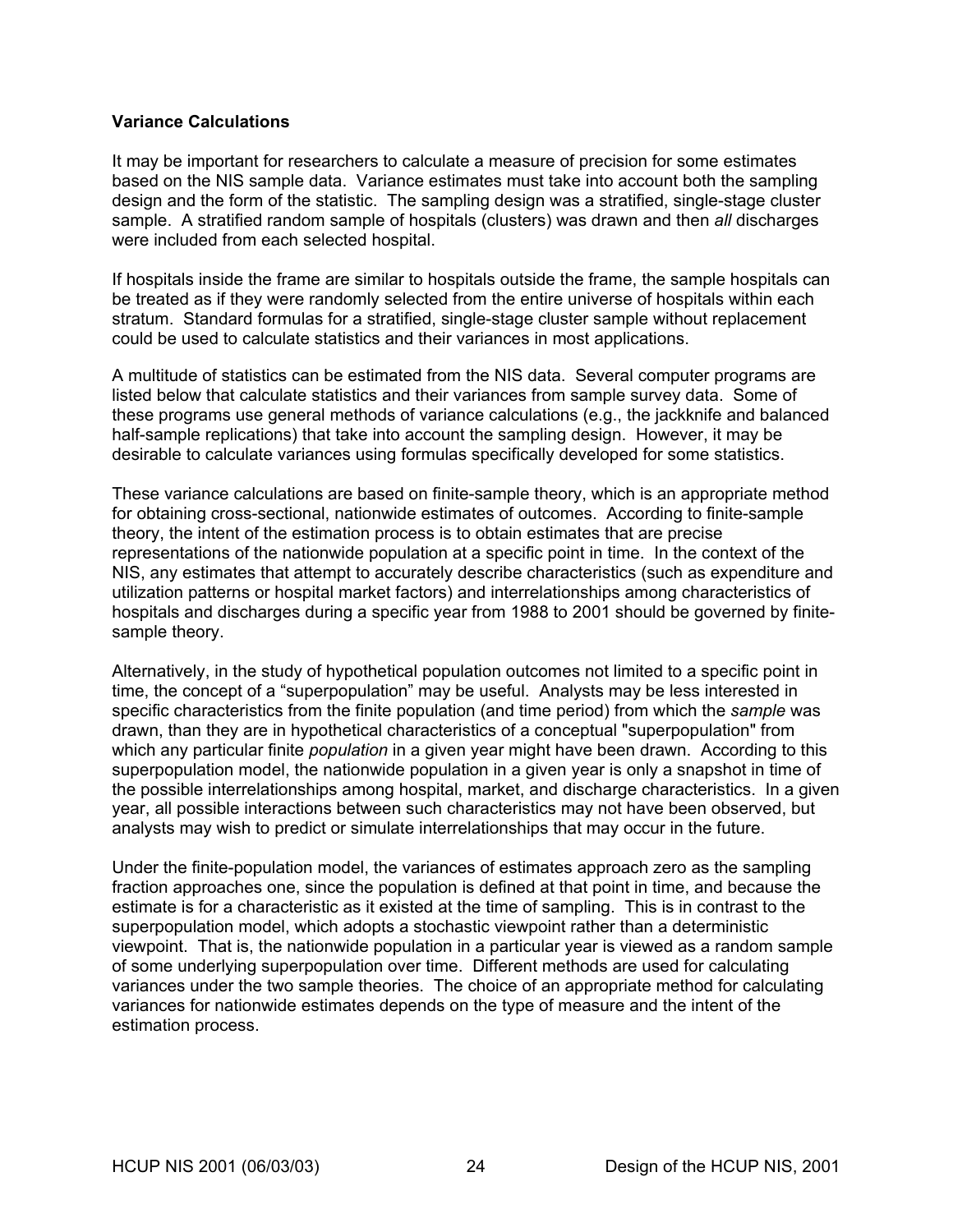### Variance Calculations

It may be important for researchers to calculate a measure of precision for some estimates based on the NIS sample data. Variance estimates must take into account both the sampling design and the form of the statistic. The sampling design was a stratified, single-stage cluster sample. A stratified random sample of hospitals (clusters) was drawn and then *all* discharges were included from each selected hospital.

If hospitals inside the frame are similar to hospitals outside the frame, the sample hospitals can be treated as if they were randomly selected from the entire universe of hospitals within each stratum. Standard formulas for a stratified, single-stage cluster sample without replacement could be used to calculate statistics and their variances in most applications.

A multitude of statistics can be estimated from the NIS data. Several computer programs are listed below that calculate statistics and their variances from sample survey data. Some of these programs use general methods of variance calculations (e.g., the jackknife and balanced half-sample replications) that take into account the sampling design. However, it may be desirable to calculate variances using formulas specifically developed for some statistics.

These variance calculations are based on finite-sample theory, which is an appropriate method for obtaining cross-sectional, nationwide estimates of outcomes. According to finite-sample theory, the intent of the estimation process is to obtain estimates that are precise representations of the nationwide population at a specific point in time. In the context of the NIS, any estimates that attempt to accurately describe characteristics (such as expenditure and utilization patterns or hospital market factors) and interrelationships among characteristics of hospitals and discharges during a specific year from 1988 to 2001 should be governed by finite-sample theory.

Alternatively, in the study of hypothetical population outcomes not limited to a specific point in time, the concept of a "superpopulation" may be useful. Analysts may be less interested in specific characteristics from the finite population (and time period) from which the *sample* was drawn, than they are in hypothetical characteristics of a conceptual "superpopulation" from which any particular finite *population* in a given year might have been drawn. According to this superpopulation model, the nationwide population in a given year is only a snapshot in time of the possible interrelationships among hospital, market, and discharge characteristics. In a given year, all possible interactions between such characteristics may not have been observed, but analysts may wish to predict or simulate interrelationships that may occur in the future.

Under the finite-population model, the variances of estimates approach zero as the sampling fraction approaches one, since the population is defined at that point in time, and because the estimate is for a characteristic as it existed at the time of sampling. This is in contrast to the superpopulation model, which adopts a stochastic viewpoint rather than a deterministic viewpoint. That is, the nationwide population in a particular year is viewed as a random sample of some underlying superpopulation over time. Different methods are used for calculating variances under the two sample theories. The choice of an appropriate method for calculating variances for nationwide estimates depends on the type of measure and the intent of the estimation process.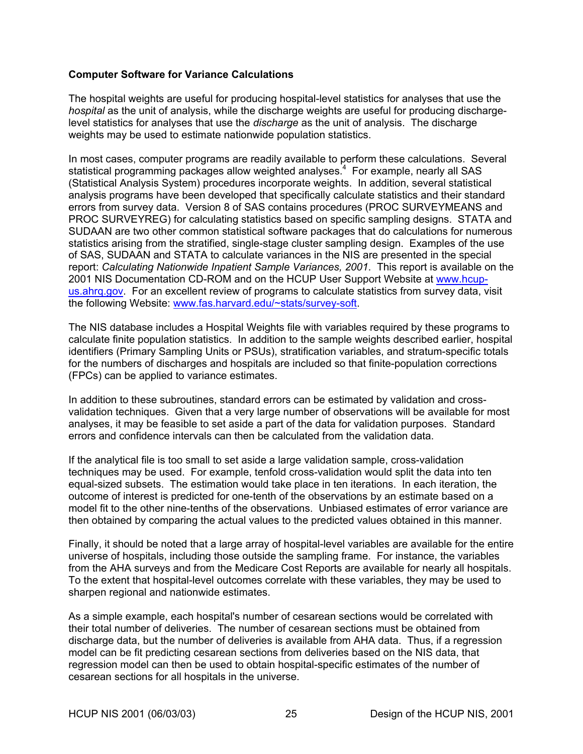**Computer Software for Variance Calculations**

The hospital weights are useful for producing hospital-level statistics for analyses that use the *hospital* as the unit of analysis, while the discharge weights are useful for producing discharge-level statistics for analyses that use the *discharge* as the unit of analysis. The discharge weights may be used to estimate nationwide population statistics.

In most cases, computer programs are readily available to perform these calculations. Several statistical programming packages allow weighted analyses.[4] For example, nearly all SAS (Statistical Analysis System) procedures incorporate weights. In addition, several statistical analysis programs have been developed that specifically calculate statistics and their standard errors from survey data. Version 8 of SAS contains procedures (PROC SURVEYMEANS and PROC SURVEYREG) for calculating statistics based on specific sampling designs. STATA and SUDAAN are two other common statistical software packages that do calculations for numerous statistics arising from the stratified, single-stage cluster sampling design. Examples of the use of SAS, SUDAAN and STATA to calculate variances in the NIS are presented in the special report: *Calculating Nationwide Inpatient Sample Variances, 2001*. This report is available on the 2001 NIS Documentation CD-ROM and on the HCUP User Support Website at www.hcup-us.ahrq.gov. For an excellent review of programs to calculate statistics from survey data, visit the following Website: www.fas.harvard.edu/~stats/survey-soft.

The NIS database includes a Hospital Weights file with variables required by these programs to calculate finite population statistics. In addition to the sample weights described earlier, hospital identifiers (Primary Sampling Units or PSUs), stratification variables, and stratum-specific totals for the numbers of discharges and hospitals are included so that finite-population corrections (FPCs) can be applied to variance estimates.

In addition to these subroutines, standard errors can be estimated by validation and cross-validation techniques. Given that a very large number of observations will be available for most analyses, it may be feasible to set aside a part of the data for validation purposes. Standard errors and confidence intervals can then be calculated from the validation data.

If the analytical file is too small to set aside a large validation sample, cross-validation techniques may be used. For example, tenfold cross-validation would split the data into ten equal-sized subsets. The estimation would take place in ten iterations. In each iteration, the outcome of interest is predicted for one-tenth of the observations by an estimate based on a model fit to the other nine-tenths of the observations. Unbiased estimates of error variance are then obtained by comparing the actual values to the predicted values obtained in this manner.

Finally, it should be noted that a large array of hospital-level variables are available for the entire universe of hospitals, including those outside the sampling frame. For instance, the variables from the AHA surveys and from the Medicare Cost Reports are available for nearly all hospitals. To the extent that hospital-level outcomes correlate with these variables, they may be used to sharpen regional and nationwide estimates.

As a simple example, each hospital's number of cesarean sections would be correlated with their total number of deliveries. The number of cesarean sections must be obtained from discharge data, but the number of deliveries is available from AHA data. Thus, if a regression model can be fit predicting cesarean sections from deliveries based on the NIS data, that regression model can then be used to obtain hospital-specific estimates of the number of cesarean sections for all hospitals in the universe.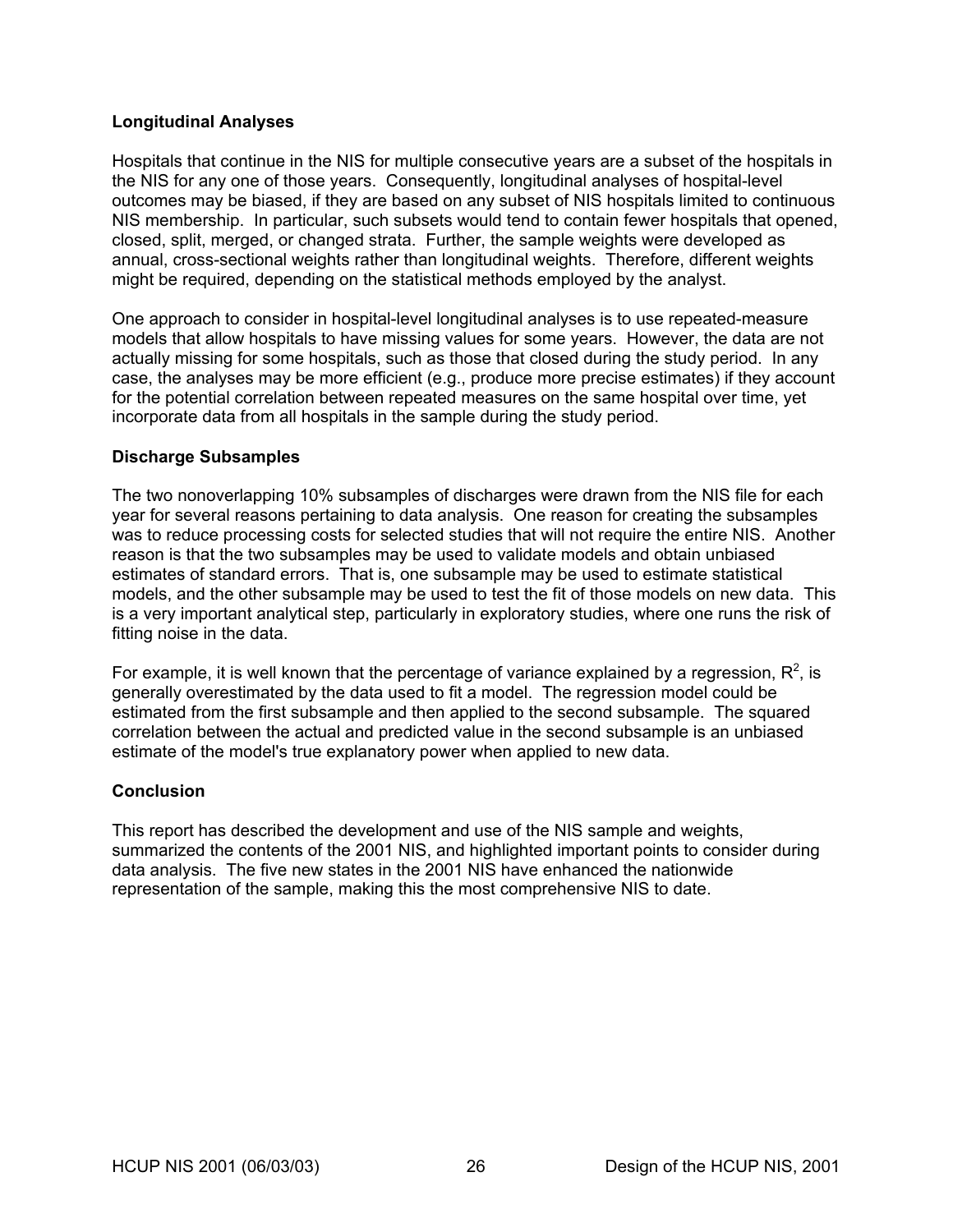### Longitudinal Analyses

Hospitals that continue in the NIS for multiple consecutive years are a subset of the hospitals in the NIS for any one of those years. Consequently, longitudinal analyses of hospital-level outcomes may be biased, if they are based on any subset of NIS hospitals limited to continuous NIS membership. In particular, such subsets would tend to contain fewer hospitals that opened, closed, split, merged, or changed strata. Further, the sample weights were developed as annual, cross-sectional weights rather than longitudinal weights. Therefore, different weights might be required, depending on the statistical methods employed by the analyst.

One approach to consider in hospital-level longitudinal analyses is to use repeated-measure models that allow hospitals to have missing values for some years. However, the data are not actually missing for some hospitals, such as those that closed during the study period. In any case, the analyses may be more efficient (e.g., produce more precise estimates) if they account for the potential correlation between repeated measures on the same hospital over time, yet incorporate data from all hospitals in the sample during the study period.

### Discharge Subsamples

The two nonoverlapping 10% subsamples of discharges were drawn from the NIS file for each year for several reasons pertaining to data analysis. One reason for creating the subsamples was to reduce processing costs for selected studies that will not require the entire NIS. Another reason is that the two subsamples may be used to validate models and obtain unbiased estimates of standard errors. That is, one subsample may be used to estimate statistical models, and the other subsample may be used to test the fit of those models on new data. This is a very important analytical step, particularly in exploratory studies, where one runs the risk of fitting noise in the data.

For example, it is well known that the percentage of variance explained by a regression, $R^2$, is generally overestimated by the data used to fit a model. The regression model could be estimated from the first subsample and then applied to the second subsample. The squared correlation between the actual and predicted value in the second subsample is an unbiased estimate of the model's true explanatory power when applied to new data.

### Conclusion

This report has described the development and use of the NIS sample and weights, summarized the contents of the 2001 NIS, and highlighted important points to consider during data analysis. The five new states in the 2001 NIS have enhanced the nationwide representation of the sample, making this the most comprehensive NIS to date.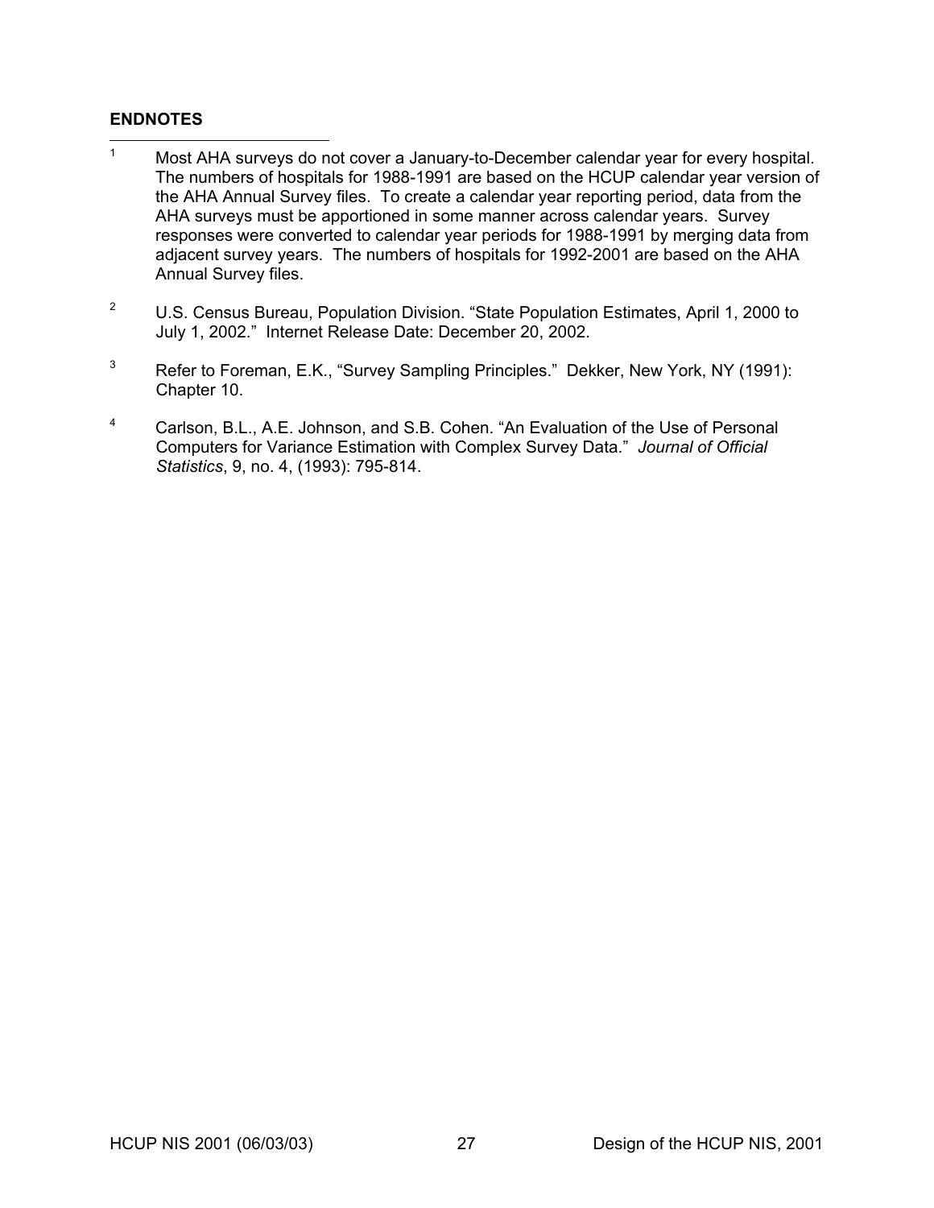## ENDNOTES

[1] Most AHA surveys do not cover a January-to-December calendar year for every hospital. The numbers of hospitals for 1988-1991 are based on the HCUP calendar year version of the AHA Annual Survey files. To create a calendar year reporting period, data from the AHA surveys must be apportioned in some manner across calendar years. Survey responses were converted to calendar year periods for 1988-1991 by merging data from adjacent survey years. The numbers of hospitals for 1992-2001 are based on the AHA Annual Survey files.

[2] U.S. Census Bureau, Population Division. "State Population Estimates, April 1, 2000 to July 1, 2002." Internet Release Date: December 20, 2002.

[3] Refer to Foreman, E.K., "Survey Sampling Principles." Dekker, New York, NY (1991): Chapter 10.

[4] Carlson, B.L., A.E. Johnson, and S.B. Cohen. "An Evaluation of the Use of Personal Computers for Variance Estimation with Complex Survey Data." *Journal of Official Statistics*, 9, no. 4, (1993): 795-814.